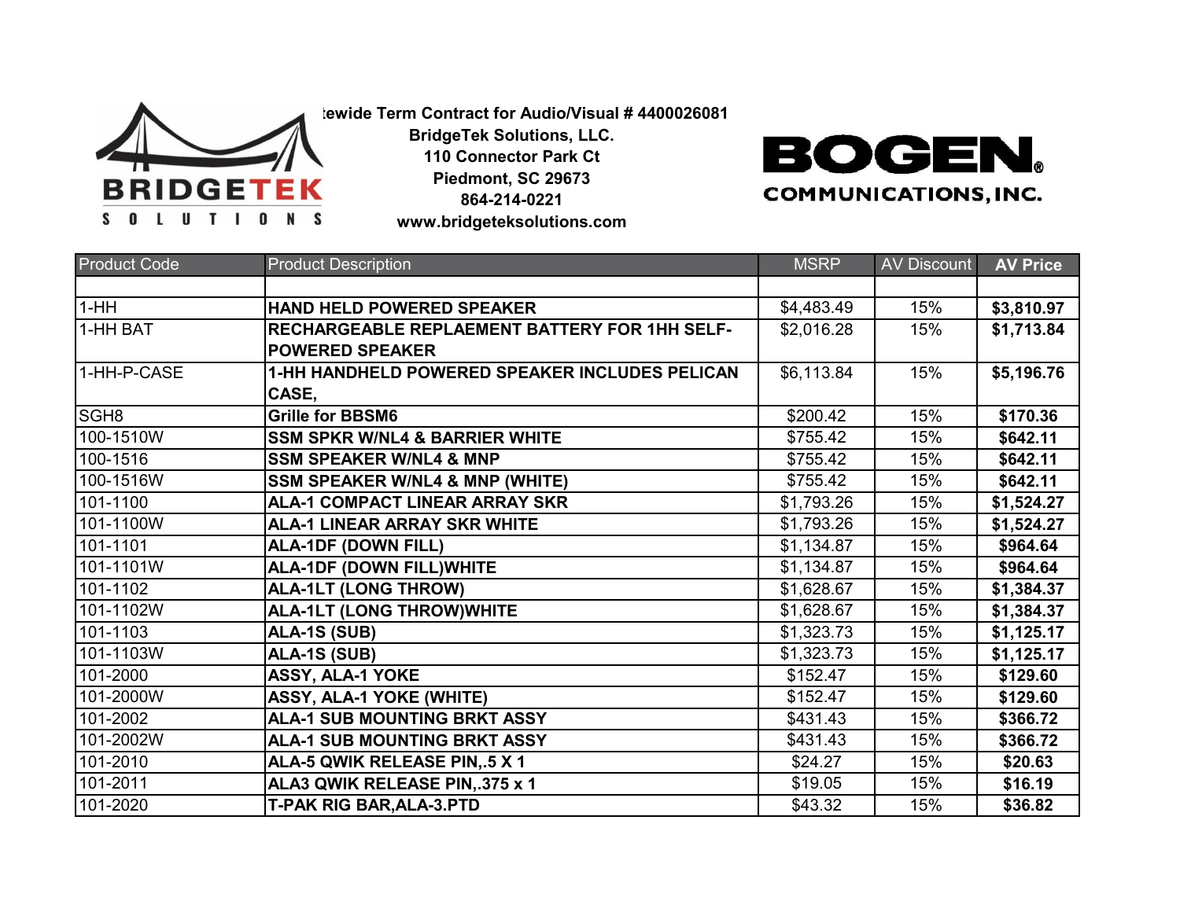tewide Term Contract for Audio/Visual # 4400026081
BridgeTek Solutions, LLC.
110 Connector Park Ct
Piedmont, SC 29673
864-214-0221
www.bridgeteksolutions.com

| Product Code | Product Description | MSRP | AV Discount | AV Price |
|---|---|---|---|---|
| | | | | |
| 1-HH | **HAND HELD POWERED SPEAKER** | $4,483.49 | 15% | **$3,810.97** |
| 1-HH BAT | **RECHARGEABLE REPLAEMENT BATTERY FOR 1HH SELF-POWERED SPEAKER** | $2,016.28 | 15% | **$1,713.84** |
| 1-HH-P-CASE | **1-HH HANDHELD POWERED SPEAKER INCLUDES PELICAN CASE,** | $6,113.84 | 15% | **$5,196.76** |
| SGH8 | **Grille for BBSM6** | $200.42 | 15% | **$170.36** |
| 100-1510W | **SSM SPKR W/NL4 & BARRIER WHITE** | $755.42 | 15% | **$642.11** |
| 100-1516 | **SSM SPEAKER W/NL4 & MNP** | $755.42 | 15% | **$642.11** |
| 100-1516W | **SSM SPEAKER W/NL4 & MNP (WHITE)** | $755.42 | 15% | **$642.11** |
| 101-1100 | **ALA-1 COMPACT LINEAR ARRAY SKR** | $1,793.26 | 15% | **$1,524.27** |
| 101-1100W | **ALA-1 LINEAR ARRAY SKR WHITE** | $1,793.26 | 15% | **$1,524.27** |
| 101-1101 | **ALA-1DF (DOWN FILL)** | $1,134.87 | 15% | **$964.64** |
| 101-1101W | **ALA-1DF (DOWN FILL)WHITE** | $1,134.87 | 15% | **$964.64** |
| 101-1102 | **ALA-1LT (LONG THROW)** | $1,628.67 | 15% | **$1,384.37** |
| 101-1102W | **ALA-1LT (LONG THROW)WHITE** | $1,628.67 | 15% | **$1,384.37** |
| 101-1103 | **ALA-1S (SUB)** | $1,323.73 | 15% | **$1,125.17** |
| 101-1103W | **ALA-1S (SUB)** | $1,323.73 | 15% | **$1,125.17** |
| 101-2000 | **ASSY, ALA-1 YOKE** | $152.47 | 15% | **$129.60** |
| 101-2000W | **ASSY, ALA-1 YOKE (WHITE)** | $152.47 | 15% | **$129.60** |
| 101-2002 | **ALA-1 SUB MOUNTING BRKT ASSY** | $431.43 | 15% | **$366.72** |
| 101-2002W | **ALA-1 SUB MOUNTING BRKT ASSY** | $431.43 | 15% | **$366.72** |
| 101-2010 | **ALA-5 QWIK RELEASE PIN,.5 X 1** | $24.27 | 15% | **$20.63** |
| 101-2011 | **ALA3 QWIK RELEASE PIN,.375 x 1** | $19.05 | 15% | **$16.19** |
| 101-2020 | **T-PAK RIG BAR,ALA-3.PTD** | $43.32 | 15% | **$36.82** |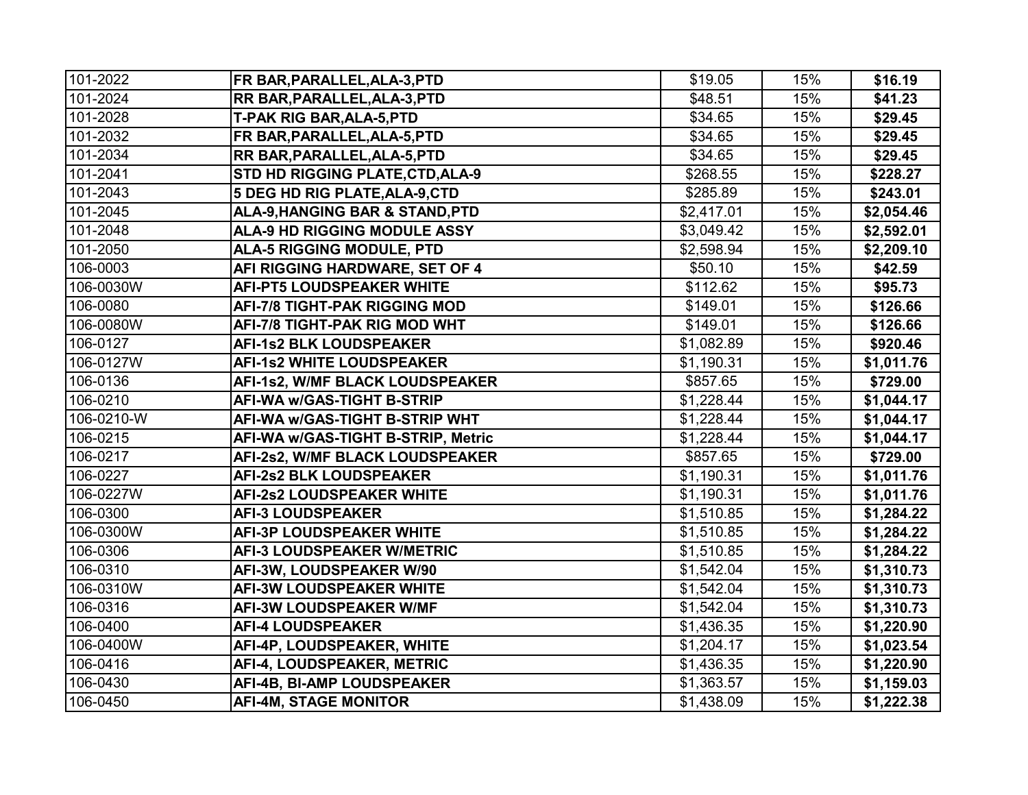| | | | | |
|---|---|---|---|---|
| 101-2022 | **FR BAR,PARALLEL,ALA-3,PTD** | $19.05 | 15% | **$16.19** |
| 101-2024 | **RR BAR,PARALLEL,ALA-3,PTD** | $48.51 | 15% | **$41.23** |
| 101-2028 | **T-PAK RIG BAR,ALA-5,PTD** | $34.65 | 15% | **$29.45** |
| 101-2032 | **FR BAR,PARALLEL,ALA-5,PTD** | $34.65 | 15% | **$29.45** |
| 101-2034 | **RR BAR,PARALLEL,ALA-5,PTD** | $34.65 | 15% | **$29.45** |
| 101-2041 | **STD HD RIGGING PLATE,CTD,ALA-9** | $268.55 | 15% | **$228.27** |
| 101-2043 | **5 DEG HD RIG PLATE,ALA-9,CTD** | $285.89 | 15% | **$243.01** |
| 101-2045 | **ALA-9,HANGING BAR & STAND,PTD** | $2,417.01 | 15% | **$2,054.46** |
| 101-2048 | **ALA-9 HD RIGGING MODULE ASSY** | $3,049.42 | 15% | **$2,592.01** |
| 101-2050 | **ALA-5 RIGGING MODULE, PTD** | $2,598.94 | 15% | **$2,209.10** |
| 106-0003 | **AFI RIGGING HARDWARE, SET OF 4** | $50.10 | 15% | **$42.59** |
| 106-0030W | **AFI-PT5 LOUDSPEAKER WHITE** | $112.62 | 15% | **$95.73** |
| 106-0080 | **AFI-7/8 TIGHT-PAK RIGGING MOD** | $149.01 | 15% | **$126.66** |
| 106-0080W | **AFI-7/8 TIGHT-PAK RIG MOD WHT** | $149.01 | 15% | **$126.66** |
| 106-0127 | **AFI-1s2 BLK LOUDSPEAKER** | $1,082.89 | 15% | **$920.46** |
| 106-0127W | **AFI-1s2 WHITE LOUDSPEAKER** | $1,190.31 | 15% | **$1,011.76** |
| 106-0136 | **AFI-1s2, W/MF BLACK LOUDSPEAKER** | $857.65 | 15% | **$729.00** |
| 106-0210 | **AFI-WA w/GAS-TIGHT B-STRIP** | $1,228.44 | 15% | **$1,044.17** |
| 106-0210-W | **AFI-WA w/GAS-TIGHT B-STRIP WHT** | $1,228.44 | 15% | **$1,044.17** |
| 106-0215 | **AFI-WA w/GAS-TIGHT B-STRIP, Metric** | $1,228.44 | 15% | **$1,044.17** |
| 106-0217 | **AFI-2s2, W/MF BLACK LOUDSPEAKER** | $857.65 | 15% | **$729.00** |
| 106-0227 | **AFI-2s2 BLK LOUDSPEAKER** | $1,190.31 | 15% | **$1,011.76** |
| 106-0227W | **AFI-2s2 LOUDSPEAKER WHITE** | $1,190.31 | 15% | **$1,011.76** |
| 106-0300 | **AFI-3 LOUDSPEAKER** | $1,510.85 | 15% | **$1,284.22** |
| 106-0300W | **AFI-3P LOUDSPEAKER WHITE** | $1,510.85 | 15% | **$1,284.22** |
| 106-0306 | **AFI-3 LOUDSPEAKER W/METRIC** | $1,510.85 | 15% | **$1,284.22** |
| 106-0310 | **AFI-3W, LOUDSPEAKER W/90** | $1,542.04 | 15% | **$1,310.73** |
| 106-0310W | **AFI-3W LOUDSPEAKER WHITE** | $1,542.04 | 15% | **$1,310.73** |
| 106-0316 | **AFI-3W LOUDSPEAKER W/MF** | $1,542.04 | 15% | **$1,310.73** |
| 106-0400 | **AFI-4 LOUDSPEAKER** | $1,436.35 | 15% | **$1,220.90** |
| 106-0400W | **AFI-4P, LOUDSPEAKER, WHITE** | $1,204.17 | 15% | **$1,023.54** |
| 106-0416 | **AFI-4, LOUDSPEAKER, METRIC** | $1,436.35 | 15% | **$1,220.90** |
| 106-0430 | **AFI-4B, BI-AMP LOUDSPEAKER** | $1,363.57 | 15% | **$1,159.03** |
| 106-0450 | **AFI-4M, STAGE MONITOR** | $1,438.09 | 15% | **$1,222.38** |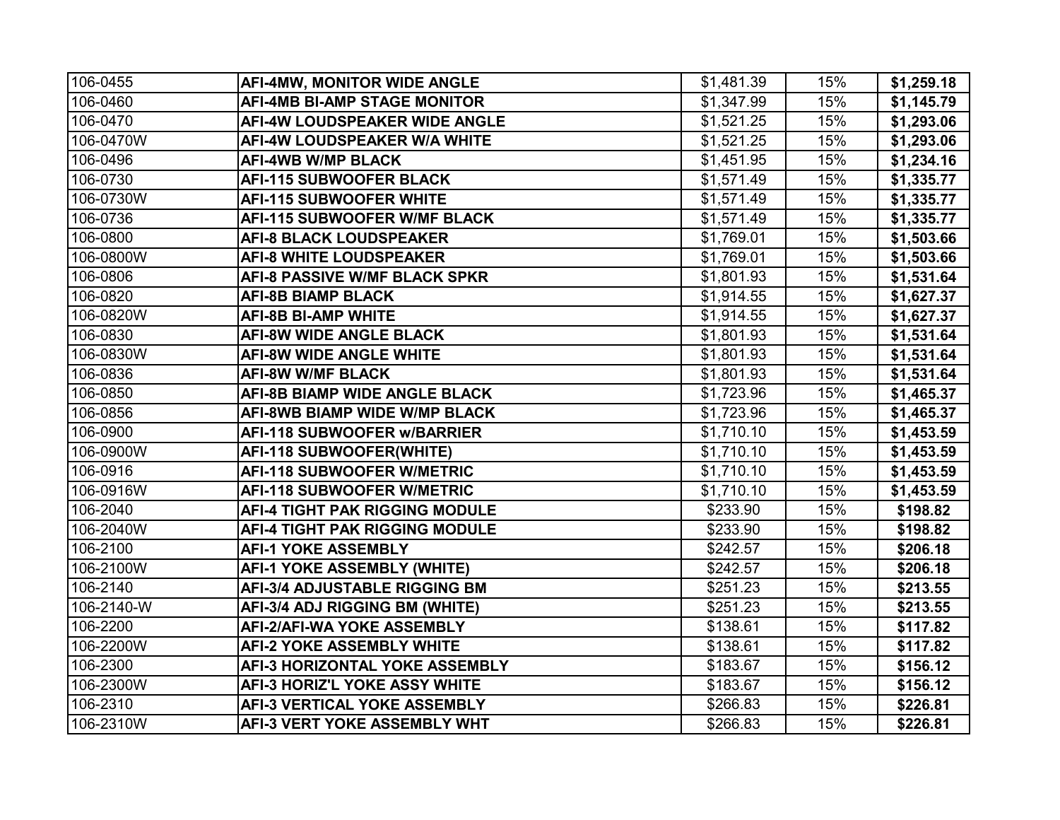| | | | | |
|---|---|---|---|---|
| 106-0455 | **AFI-4MW, MONITOR WIDE ANGLE** | $1,481.39 | 15% | **$1,259.18** |
| 106-0460 | **AFI-4MB BI-AMP STAGE MONITOR** | $1,347.99 | 15% | **$1,145.79** |
| 106-0470 | **AFI-4W LOUDSPEAKER WIDE ANGLE** | $1,521.25 | 15% | **$1,293.06** |
| 106-0470W | **AFI-4W LOUDSPEAKER W/A WHITE** | $1,521.25 | 15% | **$1,293.06** |
| 106-0496 | **AFI-4WB W/MP BLACK** | $1,451.95 | 15% | **$1,234.16** |
| 106-0730 | **AFI-115 SUBWOOFER BLACK** | $1,571.49 | 15% | **$1,335.77** |
| 106-0730W | **AFI-115 SUBWOOFER WHITE** | $1,571.49 | 15% | **$1,335.77** |
| 106-0736 | **AFI-115 SUBWOOFER W/MF BLACK** | $1,571.49 | 15% | **$1,335.77** |
| 106-0800 | **AFI-8 BLACK LOUDSPEAKER** | $1,769.01 | 15% | **$1,503.66** |
| 106-0800W | **AFI-8 WHITE LOUDSPEAKER** | $1,769.01 | 15% | **$1,503.66** |
| 106-0806 | **AFI-8 PASSIVE W/MF BLACK SPKR** | $1,801.93 | 15% | **$1,531.64** |
| 106-0820 | **AFI-8B BIAMP BLACK** | $1,914.55 | 15% | **$1,627.37** |
| 106-0820W | **AFI-8B BI-AMP WHITE** | $1,914.55 | 15% | **$1,627.37** |
| 106-0830 | **AFI-8W WIDE ANGLE BLACK** | $1,801.93 | 15% | **$1,531.64** |
| 106-0830W | **AFI-8W WIDE ANGLE WHITE** | $1,801.93 | 15% | **$1,531.64** |
| 106-0836 | **AFI-8W W/MF BLACK** | $1,801.93 | 15% | **$1,531.64** |
| 106-0850 | **AFI-8B BIAMP WIDE ANGLE BLACK** | $1,723.96 | 15% | **$1,465.37** |
| 106-0856 | **AFI-8WB BIAMP WIDE W/MP BLACK** | $1,723.96 | 15% | **$1,465.37** |
| 106-0900 | **AFI-118 SUBWOOFER w/BARRIER** | $1,710.10 | 15% | **$1,453.59** |
| 106-0900W | **AFI-118 SUBWOOFER(WHITE)** | $1,710.10 | 15% | **$1,453.59** |
| 106-0916 | **AFI-118 SUBWOOFER W/METRIC** | $1,710.10 | 15% | **$1,453.59** |
| 106-0916W | **AFI-118 SUBWOOFER W/METRIC** | $1,710.10 | 15% | **$1,453.59** |
| 106-2040 | **AFI-4 TIGHT PAK RIGGING MODULE** | $233.90 | 15% | **$198.82** |
| 106-2040W | **AFI-4 TIGHT PAK RIGGING MODULE** | $233.90 | 15% | **$198.82** |
| 106-2100 | **AFI-1 YOKE ASSEMBLY** | $242.57 | 15% | **$206.18** |
| 106-2100W | **AFI-1 YOKE ASSEMBLY (WHITE)** | $242.57 | 15% | **$206.18** |
| 106-2140 | **AFI-3/4 ADJUSTABLE RIGGING BM** | $251.23 | 15% | **$213.55** |
| 106-2140-W | **AFI-3/4 ADJ RIGGING BM (WHITE)** | $251.23 | 15% | **$213.55** |
| 106-2200 | **AFI-2/AFI-WA YOKE ASSEMBLY** | $138.61 | 15% | **$117.82** |
| 106-2200W | **AFI-2 YOKE ASSEMBLY WHITE** | $138.61 | 15% | **$117.82** |
| 106-2300 | **AFI-3 HORIZONTAL YOKE ASSEMBLY** | $183.67 | 15% | **$156.12** |
| 106-2300W | **AFI-3 HORIZ'L YOKE ASSY WHITE** | $183.67 | 15% | **$156.12** |
| 106-2310 | **AFI-3 VERTICAL YOKE ASSEMBLY** | $266.83 | 15% | **$226.81** |
| 106-2310W | **AFI-3 VERT YOKE ASSEMBLY WHT** | $266.83 | 15% | **$226.81** |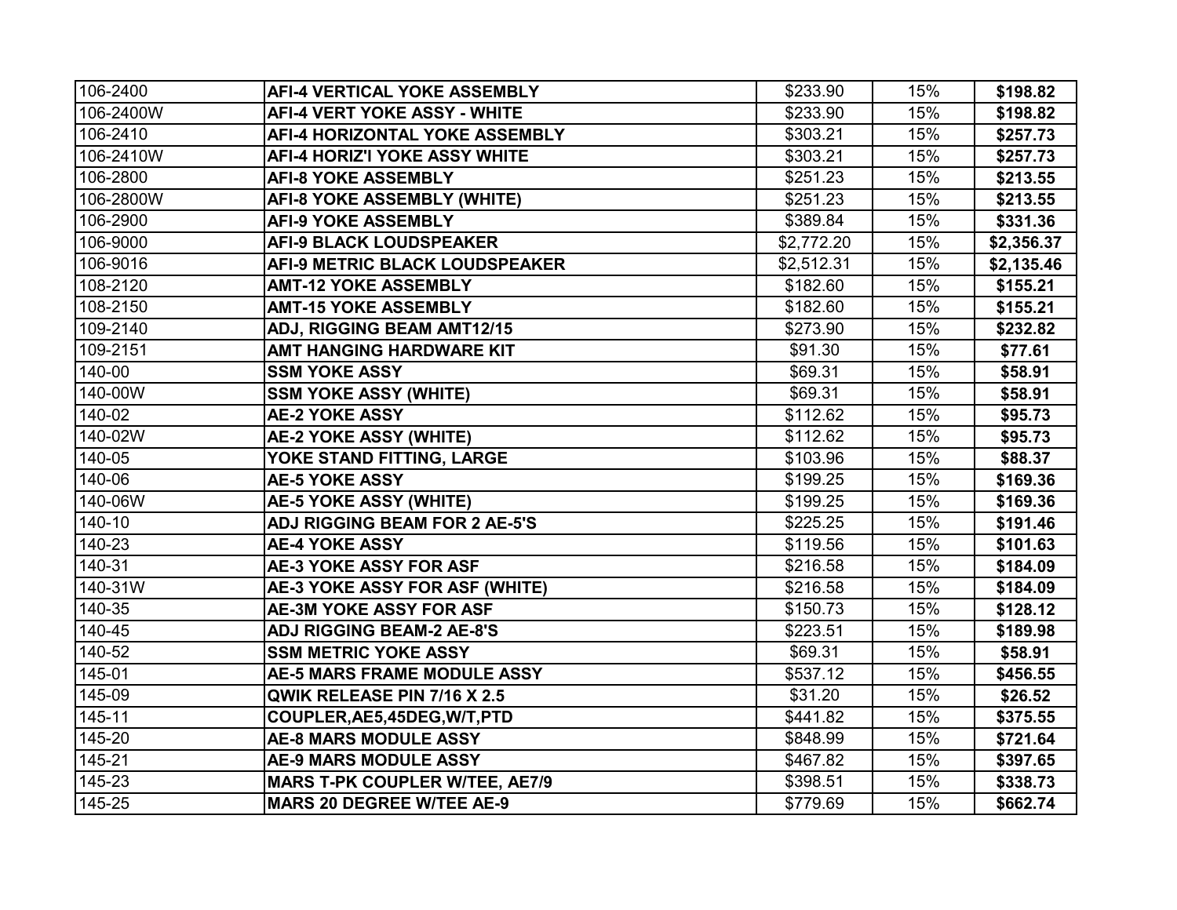| | | | | |
|---|---|---|---|---|
| 106-2400 | **AFI-4 VERTICAL YOKE ASSEMBLY** | $233.90 | 15% | **$198.82** |
| 106-2400W | **AFI-4 VERT YOKE ASSY - WHITE** | $233.90 | 15% | **$198.82** |
| 106-2410 | **AFI-4 HORIZONTAL YOKE ASSEMBLY** | $303.21 | 15% | **$257.73** |
| 106-2410W | **AFI-4 HORIZ'I YOKE ASSY WHITE** | $303.21 | 15% | **$257.73** |
| 106-2800 | **AFI-8 YOKE ASSEMBLY** | $251.23 | 15% | **$213.55** |
| 106-2800W | **AFI-8 YOKE ASSEMBLY (WHITE)** | $251.23 | 15% | **$213.55** |
| 106-2900 | **AFI-9 YOKE ASSEMBLY** | $389.84 | 15% | **$331.36** |
| 106-9000 | **AFI-9 BLACK LOUDSPEAKER** | $2,772.20 | 15% | **$2,356.37** |
| 106-9016 | **AFI-9 METRIC BLACK LOUDSPEAKER** | $2,512.31 | 15% | **$2,135.46** |
| 108-2120 | **AMT-12 YOKE ASSEMBLY** | $182.60 | 15% | **$155.21** |
| 108-2150 | **AMT-15 YOKE ASSEMBLY** | $182.60 | 15% | **$155.21** |
| 109-2140 | **ADJ, RIGGING BEAM AMT12/15** | $273.90 | 15% | **$232.82** |
| 109-2151 | **AMT HANGING HARDWARE KIT** | $91.30 | 15% | **$77.61** |
| 140-00 | **SSM YOKE ASSY** | $69.31 | 15% | **$58.91** |
| 140-00W | **SSM YOKE ASSY (WHITE)** | $69.31 | 15% | **$58.91** |
| 140-02 | **AE-2 YOKE ASSY** | $112.62 | 15% | **$95.73** |
| 140-02W | **AE-2 YOKE ASSY (WHITE)** | $112.62 | 15% | **$95.73** |
| 140-05 | **YOKE STAND FITTING, LARGE** | $103.96 | 15% | **$88.37** |
| 140-06 | **AE-5 YOKE ASSY** | $199.25 | 15% | **$169.36** |
| 140-06W | **AE-5 YOKE ASSY (WHITE)** | $199.25 | 15% | **$169.36** |
| 140-10 | **ADJ RIGGING BEAM FOR 2 AE-5'S** | $225.25 | 15% | **$191.46** |
| 140-23 | **AE-4 YOKE ASSY** | $119.56 | 15% | **$101.63** |
| 140-31 | **AE-3 YOKE ASSY FOR ASF** | $216.58 | 15% | **$184.09** |
| 140-31W | **AE-3 YOKE ASSY FOR ASF (WHITE)** | $216.58 | 15% | **$184.09** |
| 140-35 | **AE-3M YOKE ASSY FOR ASF** | $150.73 | 15% | **$128.12** |
| 140-45 | **ADJ RIGGING BEAM-2 AE-8'S** | $223.51 | 15% | **$189.98** |
| 140-52 | **SSM METRIC YOKE ASSY** | $69.31 | 15% | **$58.91** |
| 145-01 | **AE-5 MARS FRAME MODULE ASSY** | $537.12 | 15% | **$456.55** |
| 145-09 | **QWIK RELEASE PIN 7/16 X 2.5** | $31.20 | 15% | **$26.52** |
| 145-11 | **COUPLER,AE5,45DEG,W/T,PTD** | $441.82 | 15% | **$375.55** |
| 145-20 | **AE-8 MARS MODULE ASSY** | $848.99 | 15% | **$721.64** |
| 145-21 | **AE-9 MARS MODULE ASSY** | $467.82 | 15% | **$397.65** |
| 145-23 | **MARS T-PK COUPLER W/TEE, AE7/9** | $398.51 | 15% | **$338.73** |
| 145-25 | **MARS 20 DEGREE W/TEE AE-9** | $779.69 | 15% | **$662.74** |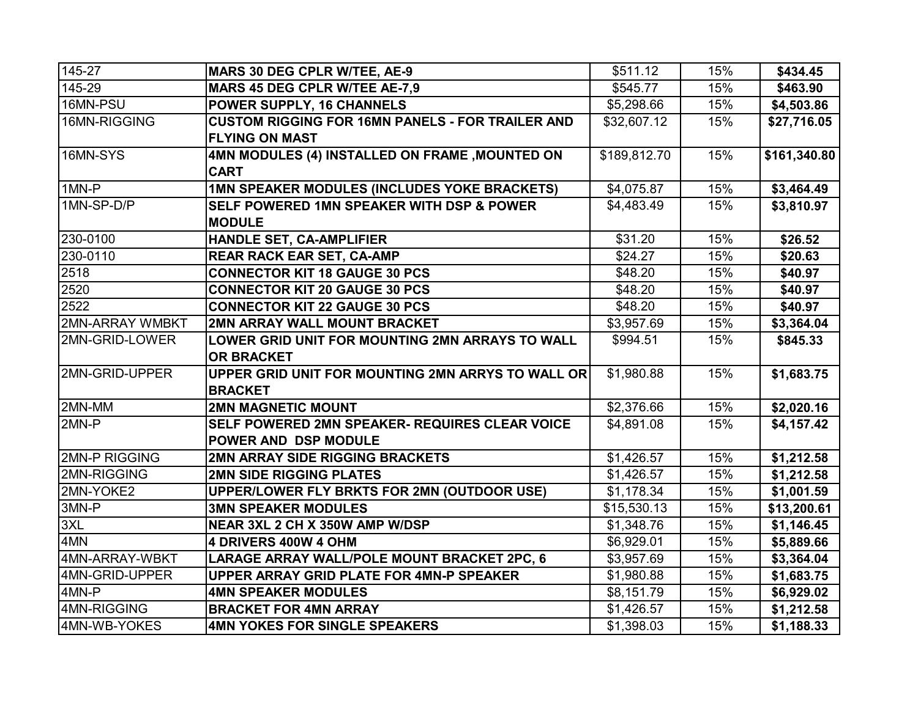| | | | | |
|---|---|---|---|---|
| 145-27 | **MARS 30 DEG CPLR W/TEE, AE-9** | $511.12 | 15% | **$434.45** |
| 145-29 | **MARS 45 DEG CPLR W/TEE AE-7,9** | $545.77 | 15% | **$463.90** |
| 16MN-PSU | **POWER SUPPLY, 16 CHANNELS** | $5,298.66 | 15% | **$4,503.86** |
| 16MN-RIGGING | **CUSTOM RIGGING FOR 16MN PANELS - FOR TRAILER AND FLYING ON MAST** | $32,607.12 | 15% | **$27,716.05** |
| 16MN-SYS | **4MN MODULES (4) INSTALLED ON FRAME ,MOUNTED ON CART** | $189,812.70 | 15% | **$161,340.80** |
| 1MN-P | **1MN SPEAKER MODULES (INCLUDES YOKE BRACKETS)** | $4,075.87 | 15% | **$3,464.49** |
| 1MN-SP-D/P | **SELF POWERED 1MN SPEAKER WITH DSP & POWER MODULE** | $4,483.49 | 15% | **$3,810.97** |
| 230-0100 | **HANDLE SET, CA-AMPLIFIER** | $31.20 | 15% | **$26.52** |
| 230-0110 | **REAR RACK EAR SET, CA-AMP** | $24.27 | 15% | **$20.63** |
| 2518 | **CONNECTOR KIT 18 GAUGE 30 PCS** | $48.20 | 15% | **$40.97** |
| 2520 | **CONNECTOR KIT 20 GAUGE 30 PCS** | $48.20 | 15% | **$40.97** |
| 2522 | **CONNECTOR KIT 22 GAUGE 30 PCS** | $48.20 | 15% | **$40.97** |
| 2MN-ARRAY WMBKT | **2MN ARRAY WALL MOUNT BRACKET** | $3,957.69 | 15% | **$3,364.04** |
| 2MN-GRID-LOWER | **LOWER GRID UNIT FOR MOUNTING 2MN ARRAYS TO WALL OR BRACKET** | $994.51 | 15% | **$845.33** |
| 2MN-GRID-UPPER | **UPPER GRID UNIT FOR MOUNTING 2MN ARRYS TO WALL OR BRACKET** | $1,980.88 | 15% | **$1,683.75** |
| 2MN-MM | **2MN MAGNETIC MOUNT** | $2,376.66 | 15% | **$2,020.16** |
| 2MN-P | **SELF POWERED 2MN SPEAKER- REQUIRES CLEAR VOICE POWER AND DSP MODULE** | $4,891.08 | 15% | **$4,157.42** |
| 2MN-P RIGGING | **2MN ARRAY SIDE RIGGING BRACKETS** | $1,426.57 | 15% | **$1,212.58** |
| 2MN-RIGGING | **2MN SIDE RIGGING PLATES** | $1,426.57 | 15% | **$1,212.58** |
| 2MN-YOKE2 | **UPPER/LOWER FLY BRKTS FOR 2MN (OUTDOOR USE)** | $1,178.34 | 15% | **$1,001.59** |
| 3MN-P | **3MN SPEAKER MODULES** | $15,530.13 | 15% | **$13,200.61** |
| 3XL | **NEAR 3XL 2 CH X 350W AMP W/DSP** | $1,348.76 | 15% | **$1,146.45** |
| 4MN | **4 DRIVERS 400W 4 OHM** | $6,929.01 | 15% | **$5,889.66** |
| 4MN-ARRAY-WBKT | **LARAGE ARRAY WALL/POLE MOUNT BRACKET 2PC, 6** | $3,957.69 | 15% | **$3,364.04** |
| 4MN-GRID-UPPER | **UPPER ARRAY GRID PLATE FOR 4MN-P SPEAKER** | $1,980.88 | 15% | **$1,683.75** |
| 4MN-P | **4MN SPEAKER MODULES** | $8,151.79 | 15% | **$6,929.02** |
| 4MN-RIGGING | **BRACKET FOR 4MN ARRAY** | $1,426.57 | 15% | **$1,212.58** |
| 4MN-WB-YOKES | **4MN YOKES FOR SINGLE SPEAKERS** | $1,398.03 | 15% | **$1,188.33** |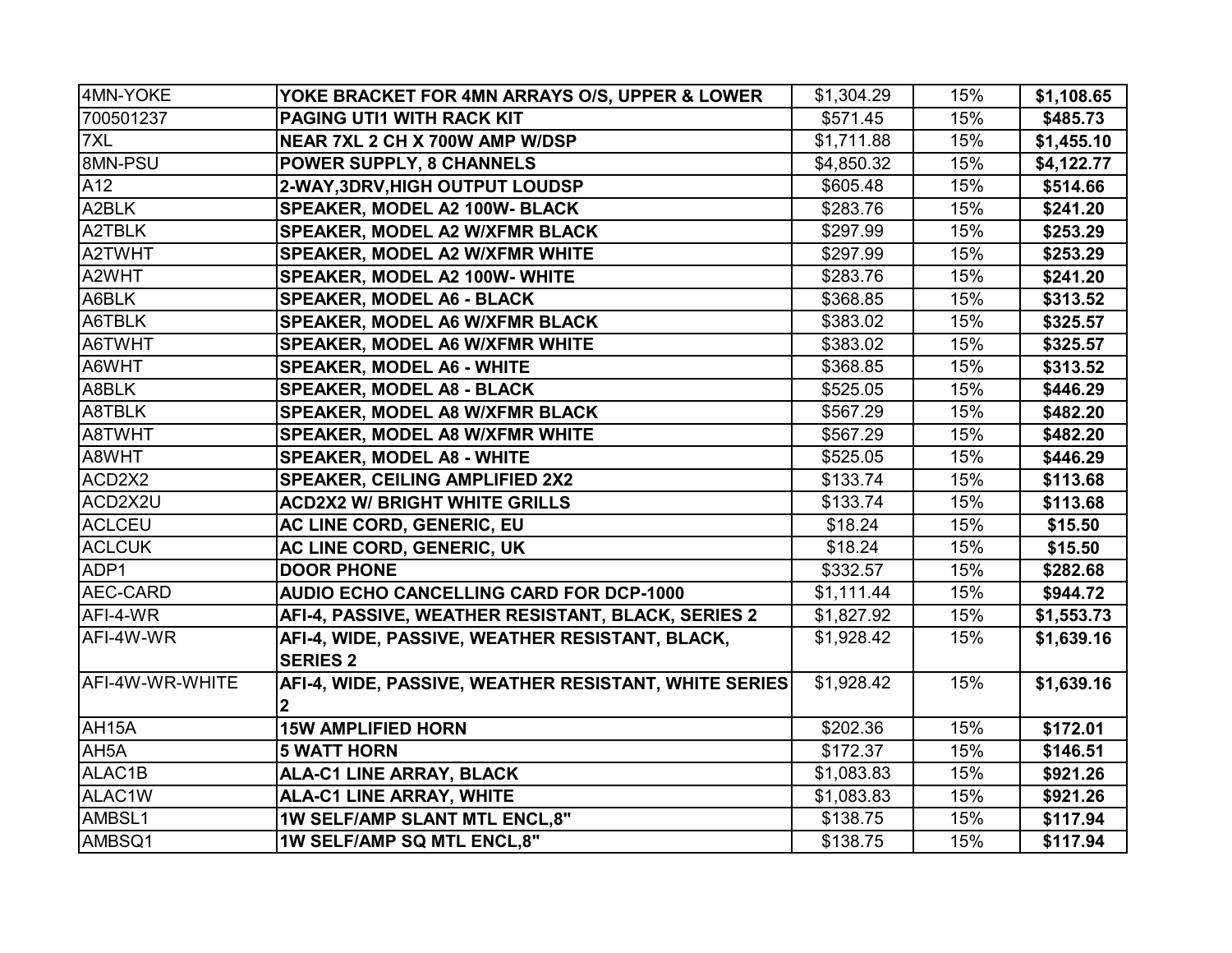| 4MN-YOKE | **YOKE BRACKET FOR 4MN ARRAYS O/S, UPPER & LOWER** | $1,304.29 | 15% | **$1,108.65** |
|---|---|---|---|---|
| 700501237 | **PAGING UTI1 WITH RACK KIT** | $571.45 | 15% | **$485.73** |
| 7XL | **NEAR 7XL 2 CH X 700W AMP W/DSP** | $1,711.88 | 15% | **$1,455.10** |
| 8MN-PSU | **POWER SUPPLY, 8 CHANNELS** | $4,850.32 | 15% | **$4,122.77** |
| A12 | **2-WAY,3DRV,HIGH OUTPUT LOUDSP** | $605.48 | 15% | **$514.66** |
| A2BLK | **SPEAKER, MODEL A2 100W- BLACK** | $283.76 | 15% | **$241.20** |
| A2TBLK | **SPEAKER, MODEL A2 W/XFMR BLACK** | $297.99 | 15% | **$253.29** |
| A2TWHT | **SPEAKER, MODEL A2 W/XFMR WHITE** | $297.99 | 15% | **$253.29** |
| A2WHT | **SPEAKER, MODEL A2 100W- WHITE** | $283.76 | 15% | **$241.20** |
| A6BLK | **SPEAKER, MODEL A6 - BLACK** | $368.85 | 15% | **$313.52** |
| A6TBLK | **SPEAKER, MODEL A6 W/XFMR BLACK** | $383.02 | 15% | **$325.57** |
| A6TWHT | **SPEAKER, MODEL A6 W/XFMR WHITE** | $383.02 | 15% | **$325.57** |
| A6WHT | **SPEAKER, MODEL A6 - WHITE** | $368.85 | 15% | **$313.52** |
| A8BLK | **SPEAKER, MODEL A8 - BLACK** | $525.05 | 15% | **$446.29** |
| A8TBLK | **SPEAKER, MODEL A8 W/XFMR BLACK** | $567.29 | 15% | **$482.20** |
| A8TWHT | **SPEAKER, MODEL A8 W/XFMR WHITE** | $567.29 | 15% | **$482.20** |
| A8WHT | **SPEAKER, MODEL A8 - WHITE** | $525.05 | 15% | **$446.29** |
| ACD2X2 | **SPEAKER, CEILING AMPLIFIED 2X2** | $133.74 | 15% | **$113.68** |
| ACD2X2U | **ACD2X2 W/ BRIGHT WHITE GRILLS** | $133.74 | 15% | **$113.68** |
| ACLCEU | **AC LINE CORD, GENERIC, EU** | $18.24 | 15% | **$15.50** |
| ACLCUK | **AC LINE CORD, GENERIC, UK** | $18.24 | 15% | **$15.50** |
| ADP1 | **DOOR PHONE** | $332.57 | 15% | **$282.68** |
| AEC-CARD | **AUDIO ECHO CANCELLING CARD FOR DCP-1000** | $1,111.44 | 15% | **$944.72** |
| AFI-4-WR | **AFI-4, PASSIVE, WEATHER RESISTANT, BLACK, SERIES 2** | $1,827.92 | 15% | **$1,553.73** |
| AFI-4W-WR | **AFI-4, WIDE, PASSIVE, WEATHER RESISTANT, BLACK, SERIES 2** | $1,928.42 | 15% | **$1,639.16** |
| AFI-4W-WR-WHITE | **AFI-4, WIDE, PASSIVE, WEATHER RESISTANT, WHITE SERIES 2** | $1,928.42 | 15% | **$1,639.16** |
| AH15A | **15W AMPLIFIED HORN** | $202.36 | 15% | **$172.01** |
| AH5A | **5 WATT HORN** | $172.37 | 15% | **$146.51** |
| ALAC1B | **ALA-C1 LINE ARRAY, BLACK** | $1,083.83 | 15% | **$921.26** |
| ALAC1W | **ALA-C1 LINE ARRAY, WHITE** | $1,083.83 | 15% | **$921.26** |
| AMBSL1 | **1W SELF/AMP SLANT MTL ENCL,8"** | $138.75 | 15% | **$117.94** |
| AMBSQ1 | **1W SELF/AMP SQ MTL ENCL,8"** | $138.75 | 15% | **$117.94** |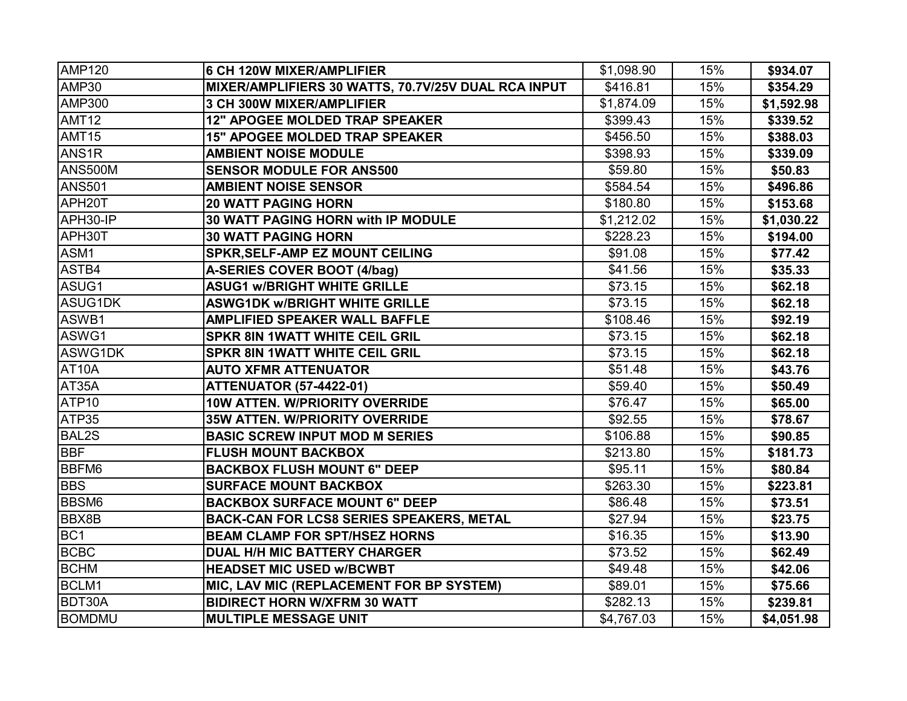| AMP120 | **6 CH 120W MIXER/AMPLIFIER** | $1,098.90 | 15% | **$934.07** |
|---|---|---|---|---|
| AMP30 | **MIXER/AMPLIFIERS 30 WATTS, 70.7V/25V DUAL RCA INPUT** | $416.81 | 15% | **$354.29** |
| AMP300 | **3 CH 300W MIXER/AMPLIFIER** | $1,874.09 | 15% | **$1,592.98** |
| AMT12 | **12" APOGEE MOLDED TRAP SPEAKER** | $399.43 | 15% | **$339.52** |
| AMT15 | **15" APOGEE MOLDED TRAP SPEAKER** | $456.50 | 15% | **$388.03** |
| ANS1R | **AMBIENT NOISE MODULE** | $398.93 | 15% | **$339.09** |
| ANS500M | **SENSOR MODULE FOR ANS500** | $59.80 | 15% | **$50.83** |
| ANS501 | **AMBIENT NOISE SENSOR** | $584.54 | 15% | **$496.86** |
| APH20T | **20 WATT PAGING HORN** | $180.80 | 15% | **$153.68** |
| APH30-IP | **30 WATT PAGING HORN with IP MODULE** | $1,212.02 | 15% | **$1,030.22** |
| APH30T | **30 WATT PAGING HORN** | $228.23 | 15% | **$194.00** |
| ASM1 | **SPKR,SELF-AMP EZ MOUNT CEILING** | $91.08 | 15% | **$77.42** |
| ASTB4 | **A-SERIES COVER BOOT (4/bag)** | $41.56 | 15% | **$35.33** |
| ASUG1 | **ASUG1 w/BRIGHT WHITE GRILLE** | $73.15 | 15% | **$62.18** |
| ASUG1DK | **ASWG1DK w/BRIGHT WHITE GRILLE** | $73.15 | 15% | **$62.18** |
| ASWB1 | **AMPLIFIED SPEAKER WALL BAFFLE** | $108.46 | 15% | **$92.19** |
| ASWG1 | **SPKR 8IN 1WATT WHITE CEIL GRIL** | $73.15 | 15% | **$62.18** |
| ASWG1DK | **SPKR 8IN 1WATT WHITE CEIL GRIL** | $73.15 | 15% | **$62.18** |
| AT10A | **AUTO XFMR ATTENUATOR** | $51.48 | 15% | **$43.76** |
| AT35A | **ATTENUATOR (57-4422-01)** | $59.40 | 15% | **$50.49** |
| ATP10 | **10W ATTEN. W/PRIORITY OVERRIDE** | $76.47 | 15% | **$65.00** |
| ATP35 | **35W ATTEN. W/PRIORITY OVERRIDE** | $92.55 | 15% | **$78.67** |
| BAL2S | **BASIC SCREW INPUT MOD M SERIES** | $106.88 | 15% | **$90.85** |
| BBF | **FLUSH MOUNT BACKBOX** | $213.80 | 15% | **$181.73** |
| BBFM6 | **BACKBOX FLUSH MOUNT 6" DEEP** | $95.11 | 15% | **$80.84** |
| BBS | **SURFACE MOUNT BACKBOX** | $263.30 | 15% | **$223.81** |
| BBSM6 | **BACKBOX SURFACE MOUNT 6" DEEP** | $86.48 | 15% | **$73.51** |
| BBX8B | **BACK-CAN FOR LCS8 SERIES SPEAKERS, METAL** | $27.94 | 15% | **$23.75** |
| BC1 | **BEAM CLAMP FOR SPT/HSEZ HORNS** | $16.35 | 15% | **$13.90** |
| BCBC | **DUAL H/H MIC BATTERY CHARGER** | $73.52 | 15% | **$62.49** |
| BCHM | **HEADSET MIC USED w/BCWBT** | $49.48 | 15% | **$42.06** |
| BCLM1 | **MIC, LAV MIC (REPLACEMENT FOR BP SYSTEM)** | $89.01 | 15% | **$75.66** |
| BDT30A | **BIDIRECT HORN W/XFRM 30 WATT** | $282.13 | 15% | **$239.81** |
| BOMDMU | **MULTIPLE MESSAGE UNIT** | $4,767.03 | 15% | **$4,051.98** |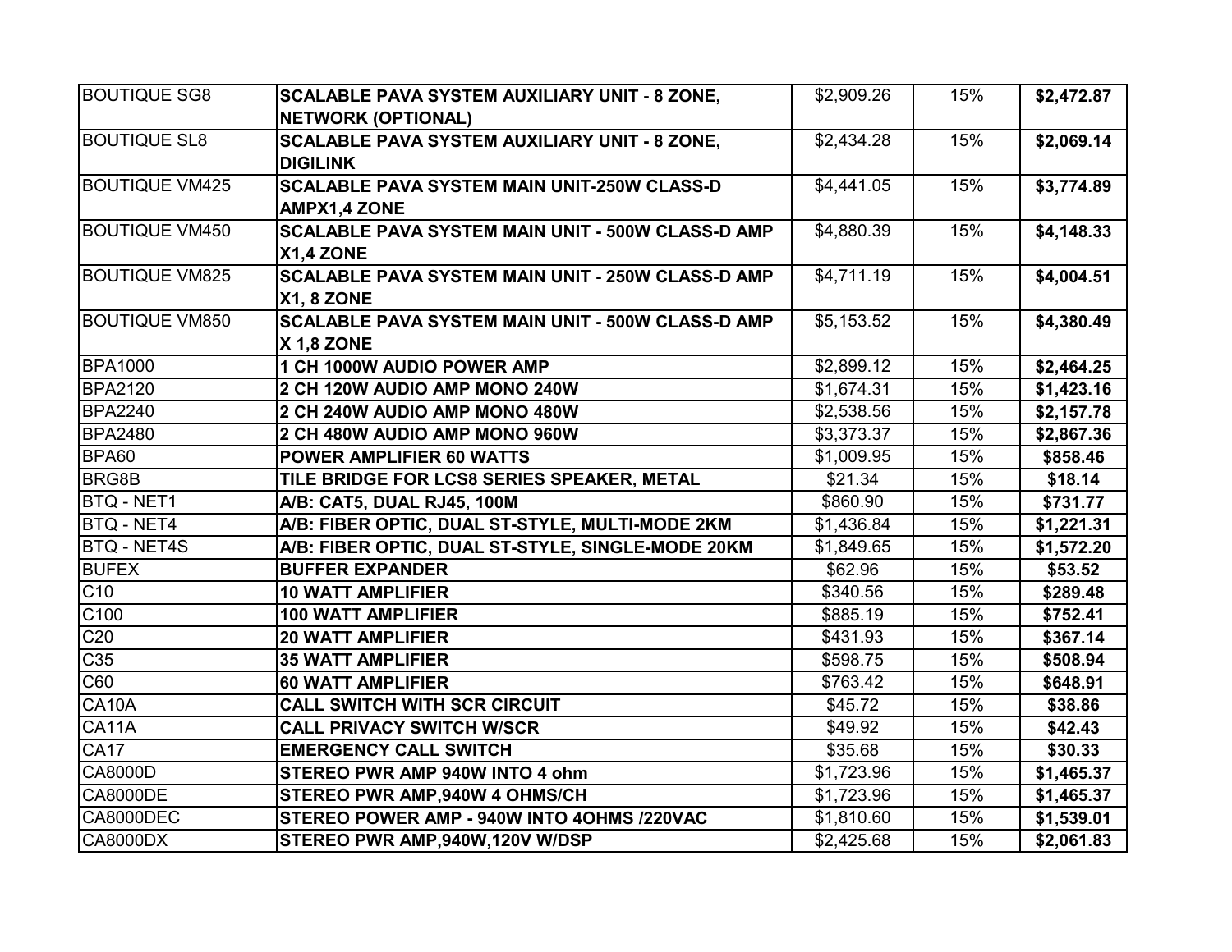| | | | | |
|---|---|---|---|---|
| BOUTIQUE SG8 | **SCALABLE PAVA SYSTEM AUXILIARY UNIT - 8 ZONE, NETWORK (OPTIONAL)** | $2,909.26 | 15% | **$2,472.87** |
| BOUTIQUE SL8 | **SCALABLE PAVA SYSTEM AUXILIARY UNIT - 8 ZONE, DIGILINK** | $2,434.28 | 15% | **$2,069.14** |
| BOUTIQUE VM425 | **SCALABLE PAVA SYSTEM MAIN UNIT-250W CLASS-D AMPX1,4 ZONE** | $4,441.05 | 15% | **$3,774.89** |
| BOUTIQUE VM450 | **SCALABLE PAVA SYSTEM MAIN UNIT - 500W CLASS-D AMP X1,4 ZONE** | $4,880.39 | 15% | **$4,148.33** |
| BOUTIQUE VM825 | **SCALABLE PAVA SYSTEM MAIN UNIT - 250W CLASS-D AMP X1, 8 ZONE** | $4,711.19 | 15% | **$4,004.51** |
| BOUTIQUE VM850 | **SCALABLE PAVA SYSTEM MAIN UNIT - 500W CLASS-D AMP X 1,8 ZONE** | $5,153.52 | 15% | **$4,380.49** |
| BPA1000 | **1 CH 1000W AUDIO POWER AMP** | $2,899.12 | 15% | **$2,464.25** |
| BPA2120 | **2 CH 120W AUDIO AMP MONO 240W** | $1,674.31 | 15% | **$1,423.16** |
| BPA2240 | **2 CH 240W AUDIO AMP MONO 480W** | $2,538.56 | 15% | **$2,157.78** |
| BPA2480 | **2 CH 480W AUDIO AMP MONO 960W** | $3,373.37 | 15% | **$2,867.36** |
| BPA60 | **POWER AMPLIFIER 60 WATTS** | $1,009.95 | 15% | **$858.46** |
| BRG8B | **TILE BRIDGE FOR LCS8 SERIES SPEAKER, METAL** | $21.34 | 15% | **$18.14** |
| BTQ - NET1 | **A/B: CAT5, DUAL RJ45, 100M** | $860.90 | 15% | **$731.77** |
| BTQ - NET4 | **A/B: FIBER OPTIC, DUAL ST-STYLE, MULTI-MODE 2KM** | $1,436.84 | 15% | **$1,221.31** |
| BTQ - NET4S | **A/B: FIBER OPTIC, DUAL ST-STYLE, SINGLE-MODE 20KM** | $1,849.65 | 15% | **$1,572.20** |
| BUFEX | **BUFFER EXPANDER** | $62.96 | 15% | **$53.52** |
| C10 | **10 WATT AMPLIFIER** | $340.56 | 15% | **$289.48** |
| C100 | **100 WATT AMPLIFIER** | $885.19 | 15% | **$752.41** |
| C20 | **20 WATT AMPLIFIER** | $431.93 | 15% | **$367.14** |
| C35 | **35 WATT AMPLIFIER** | $598.75 | 15% | **$508.94** |
| C60 | **60 WATT AMPLIFIER** | $763.42 | 15% | **$648.91** |
| CA10A | **CALL SWITCH WITH SCR CIRCUIT** | $45.72 | 15% | **$38.86** |
| CA11A | **CALL PRIVACY SWITCH W/SCR** | $49.92 | 15% | **$42.43** |
| CA17 | **EMERGENCY CALL SWITCH** | $35.68 | 15% | **$30.33** |
| CA8000D | **STEREO PWR AMP 940W INTO 4 ohm** | $1,723.96 | 15% | **$1,465.37** |
| CA8000DE | **STEREO PWR AMP,940W 4 OHMS/CH** | $1,723.96 | 15% | **$1,465.37** |
| CA8000DEC | **STEREO POWER AMP - 940W INTO 4OHMS /220VAC** | $1,810.60 | 15% | **$1,539.01** |
| CA8000DX | **STEREO PWR AMP,940W,120V W/DSP** | $2,425.68 | 15% | **$2,061.83** |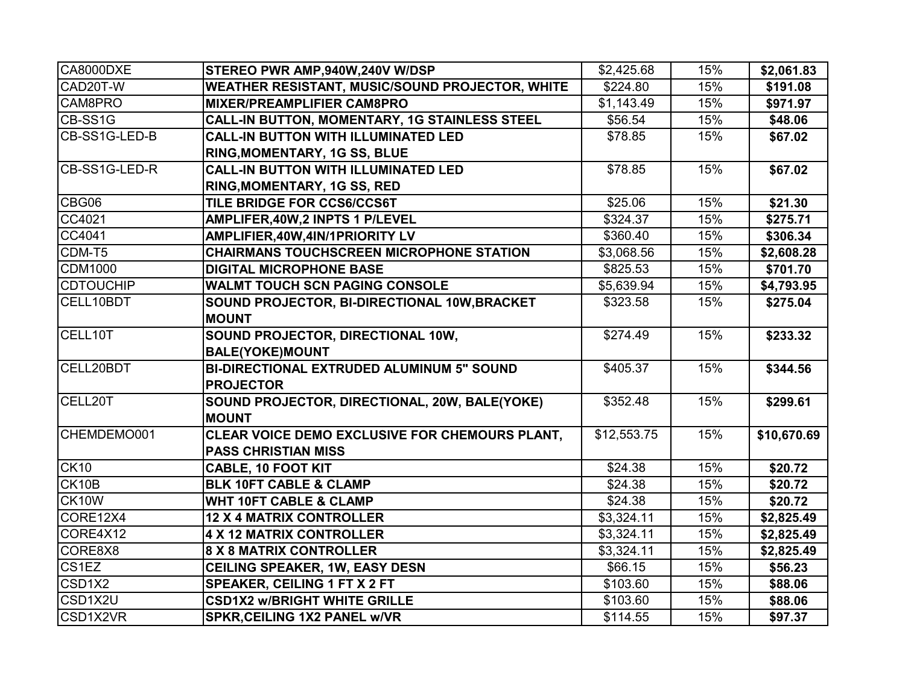| | | | | |
|---|---|---|---|---|
| CA8000DXE | **STEREO PWR AMP,940W,240V W/DSP** | $2,425.68 | 15% | **$2,061.83** |
| CAD20T-W | **WEATHER RESISTANT, MUSIC/SOUND PROJECTOR, WHITE** | $224.80 | 15% | **$191.08** |
| CAM8PRO | **MIXER/PREAMPLIFIER CAM8PRO** | $1,143.49 | 15% | **$971.97** |
| CB-SS1G | **CALL-IN BUTTON, MOMENTARY, 1G STAINLESS STEEL** | $56.54 | 15% | **$48.06** |
| CB-SS1G-LED-B | **CALL-IN BUTTON WITH ILLUMINATED LED RING,MOMENTARY, 1G SS, BLUE** | $78.85 | 15% | **$67.02** |
| CB-SS1G-LED-R | **CALL-IN BUTTON WITH ILLUMINATED LED RING,MOMENTARY, 1G SS, RED** | $78.85 | 15% | **$67.02** |
| CBG06 | **TILE BRIDGE FOR CCS6/CCS6T** | $25.06 | 15% | **$21.30** |
| CC4021 | **AMPLIFER,40W,2 INPTS 1 P/LEVEL** | $324.37 | 15% | **$275.71** |
| CC4041 | **AMPLIFIER,40W,4IN/1PRIORITY LV** | $360.40 | 15% | **$306.34** |
| CDM-T5 | **CHAIRMANS TOUCHSCREEN MICROPHONE STATION** | $3,068.56 | 15% | **$2,608.28** |
| CDM1000 | **DIGITAL MICROPHONE BASE** | $825.53 | 15% | **$701.70** |
| CDTOUCHIP | **WALMT TOUCH SCN PAGING CONSOLE** | $5,639.94 | 15% | **$4,793.95** |
| CELL10BDT | **SOUND PROJECTOR, BI-DIRECTIONAL 10W,BRACKET MOUNT** | $323.58 | 15% | **$275.04** |
| CELL10T | **SOUND PROJECTOR, DIRECTIONAL 10W, BALE(YOKE)MOUNT** | $274.49 | 15% | **$233.32** |
| CELL20BDT | **BI-DIRECTIONAL EXTRUDED ALUMINUM 5" SOUND PROJECTOR** | $405.37 | 15% | **$344.56** |
| CELL20T | **SOUND PROJECTOR, DIRECTIONAL, 20W, BALE(YOKE) MOUNT** | $352.48 | 15% | **$299.61** |
| CHEMDEMO001 | **CLEAR VOICE DEMO EXCLUSIVE FOR CHEMOURS PLANT, PASS CHRISTIAN MISS** | $12,553.75 | 15% | **$10,670.69** |
| CK10 | **CABLE, 10 FOOT KIT** | $24.38 | 15% | **$20.72** |
| CK10B | **BLK 10FT CABLE & CLAMP** | $24.38 | 15% | **$20.72** |
| CK10W | **WHT 10FT CABLE & CLAMP** | $24.38 | 15% | **$20.72** |
| CORE12X4 | **12 X 4 MATRIX CONTROLLER** | $3,324.11 | 15% | **$2,825.49** |
| CORE4X12 | **4 X 12 MATRIX CONTROLLER** | $3,324.11 | 15% | **$2,825.49** |
| CORE8X8 | **8 X 8 MATRIX CONTROLLER** | $3,324.11 | 15% | **$2,825.49** |
| CS1EZ | **CEILING SPEAKER, 1W, EASY DESN** | $66.15 | 15% | **$56.23** |
| CSD1X2 | **SPEAKER, CEILING 1 FT X 2 FT** | $103.60 | 15% | **$88.06** |
| CSD1X2U | **CSD1X2 w/BRIGHT WHITE GRILLE** | $103.60 | 15% | **$88.06** |
| CSD1X2VR | **SPKR,CEILING 1X2 PANEL w/VR** | $114.55 | 15% | **$97.37** |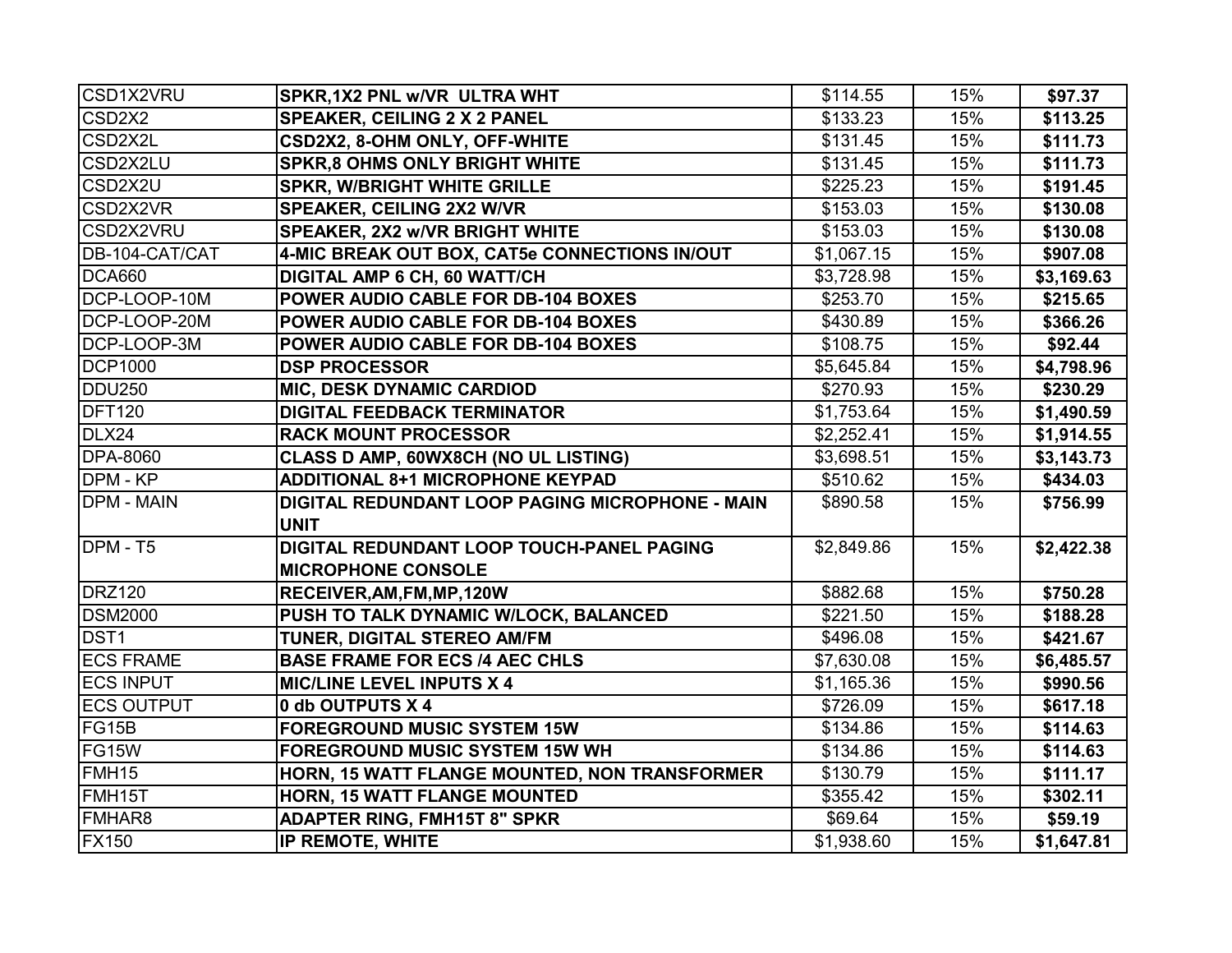| | | | | |
|---|---|---|---|---|
| CSD1X2VRU | **SPKR,1X2 PNL w/VR ULTRA WHT** | $114.55 | 15% | **$97.37** |
| CSD2X2 | **SPEAKER, CEILING 2 X 2 PANEL** | $133.23 | 15% | **$113.25** |
| CSD2X2L | **CSD2X2, 8-OHM ONLY, OFF-WHITE** | $131.45 | 15% | **$111.73** |
| CSD2X2LU | **SPKR,8 OHMS ONLY BRIGHT WHITE** | $131.45 | 15% | **$111.73** |
| CSD2X2U | **SPKR, W/BRIGHT WHITE GRILLE** | $225.23 | 15% | **$191.45** |
| CSD2X2VR | **SPEAKER, CEILING 2X2 W/VR** | $153.03 | 15% | **$130.08** |
| CSD2X2VRU | **SPEAKER, 2X2 w/VR BRIGHT WHITE** | $153.03 | 15% | **$130.08** |
| DB-104-CAT/CAT | **4-MIC BREAK OUT BOX, CAT5e CONNECTIONS IN/OUT** | $1,067.15 | 15% | **$907.08** |
| DCA660 | **DIGITAL AMP 6 CH, 60 WATT/CH** | $3,728.98 | 15% | **$3,169.63** |
| DCP-LOOP-10M | **POWER AUDIO CABLE FOR DB-104 BOXES** | $253.70 | 15% | **$215.65** |
| DCP-LOOP-20M | **POWER AUDIO CABLE FOR DB-104 BOXES** | $430.89 | 15% | **$366.26** |
| DCP-LOOP-3M | **POWER AUDIO CABLE FOR DB-104 BOXES** | $108.75 | 15% | **$92.44** |
| DCP1000 | **DSP PROCESSOR** | $5,645.84 | 15% | **$4,798.96** |
| DDU250 | **MIC, DESK DYNAMIC CARDIOD** | $270.93 | 15% | **$230.29** |
| DFT120 | **DIGITAL FEEDBACK TERMINATOR** | $1,753.64 | 15% | **$1,490.59** |
| DLX24 | **RACK MOUNT PROCESSOR** | $2,252.41 | 15% | **$1,914.55** |
| DPA-8060 | **CLASS D AMP, 60WX8CH (NO UL LISTING)** | $3,698.51 | 15% | **$3,143.73** |
| DPM - KP | **ADDITIONAL 8+1 MICROPHONE KEYPAD** | $510.62 | 15% | **$434.03** |
| DPM - MAIN | **DIGITAL REDUNDANT LOOP PAGING MICROPHONE - MAIN UNIT** | $890.58 | 15% | **$756.99** |
| DPM - T5 | **DIGITAL REDUNDANT LOOP TOUCH-PANEL PAGING MICROPHONE CONSOLE** | $2,849.86 | 15% | **$2,422.38** |
| DRZ120 | **RECEIVER,AM,FM,MP,120W** | $882.68 | 15% | **$750.28** |
| DSM2000 | **PUSH TO TALK DYNAMIC W/LOCK, BALANCED** | $221.50 | 15% | **$188.28** |
| DST1 | **TUNER, DIGITAL STEREO AM/FM** | $496.08 | 15% | **$421.67** |
| ECS FRAME | **BASE FRAME FOR ECS /4 AEC CHLS** | $7,630.08 | 15% | **$6,485.57** |
| ECS INPUT | **MIC/LINE LEVEL INPUTS X 4** | $1,165.36 | 15% | **$990.56** |
| ECS OUTPUT | **0 db OUTPUTS X 4** | $726.09 | 15% | **$617.18** |
| FG15B | **FOREGROUND MUSIC SYSTEM 15W** | $134.86 | 15% | **$114.63** |
| FG15W | **FOREGROUND MUSIC SYSTEM 15W WH** | $134.86 | 15% | **$114.63** |
| FMH15 | **HORN, 15 WATT FLANGE MOUNTED, NON TRANSFORMER** | $130.79 | 15% | **$111.17** |
| FMH15T | **HORN, 15 WATT FLANGE MOUNTED** | $355.42 | 15% | **$302.11** |
| FMHAR8 | **ADAPTER RING, FMH15T 8" SPKR** | $69.64 | 15% | **$59.19** |
| FX150 | **IP REMOTE, WHITE** | $1,938.60 | 15% | **$1,647.81** |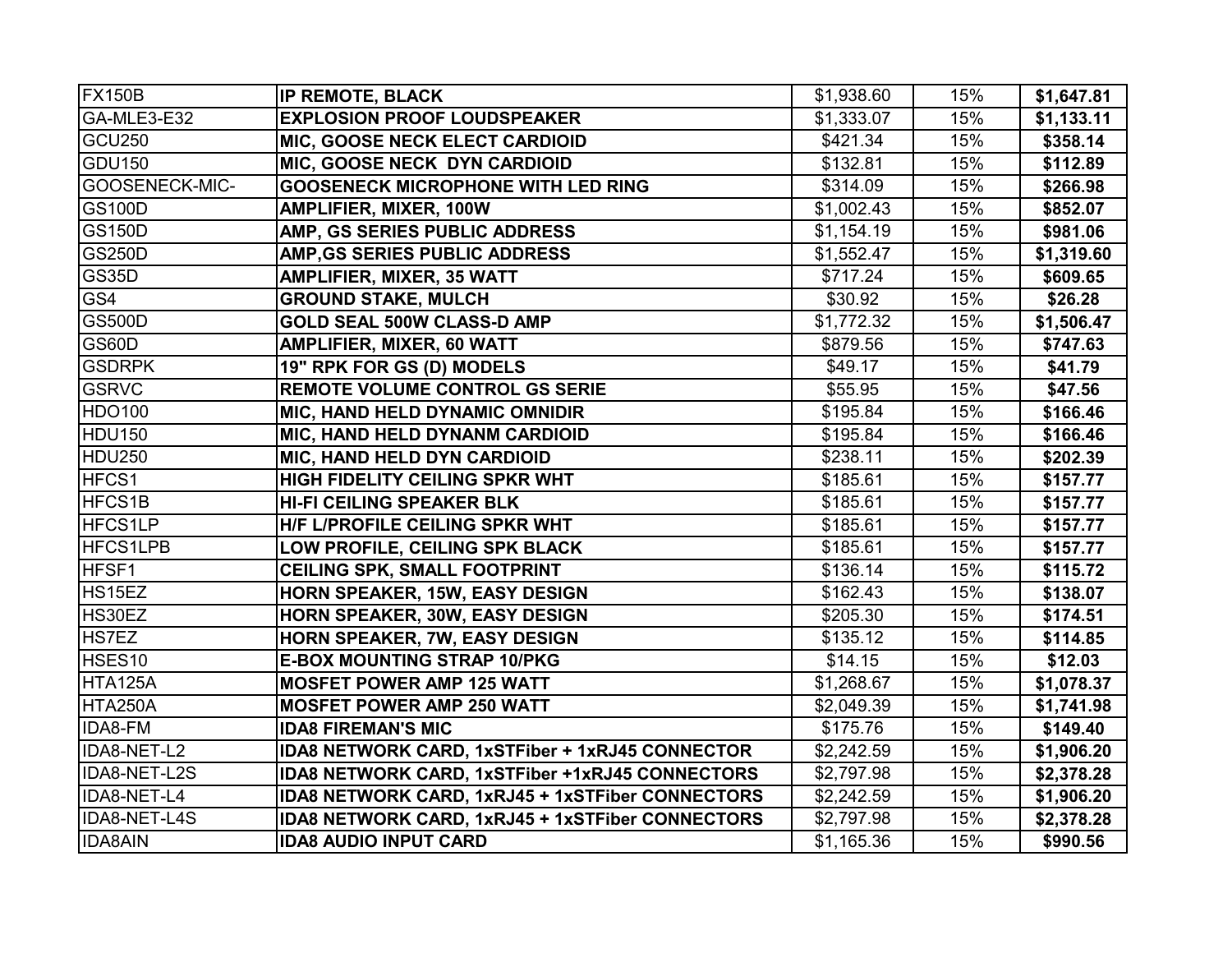| FX150B | **IP REMOTE, BLACK** | $1,938.60 | 15% | **$1,647.81** |
|---|---|---|---|---|
| GA-MLE3-E32 | **EXPLOSION PROOF LOUDSPEAKER** | $1,333.07 | 15% | **$1,133.11** |
| GCU250 | **MIC, GOOSE NECK ELECT CARDIOID** | $421.34 | 15% | **$358.14** |
| GDU150 | **MIC, GOOSE NECK DYN CARDIOID** | $132.81 | 15% | **$112.89** |
| GOOSENECK-MIC- | **GOOSENECK MICROPHONE WITH LED RING** | $314.09 | 15% | **$266.98** |
| GS100D | **AMPLIFIER, MIXER, 100W** | $1,002.43 | 15% | **$852.07** |
| GS150D | **AMP, GS SERIES PUBLIC ADDRESS** | $1,154.19 | 15% | **$981.06** |
| GS250D | **AMP,GS SERIES PUBLIC ADDRESS** | $1,552.47 | 15% | **$1,319.60** |
| GS35D | **AMPLIFIER, MIXER, 35 WATT** | $717.24 | 15% | **$609.65** |
| GS4 | **GROUND STAKE, MULCH** | $30.92 | 15% | **$26.28** |
| GS500D | **GOLD SEAL 500W CLASS-D AMP** | $1,772.32 | 15% | **$1,506.47** |
| GS60D | **AMPLIFIER, MIXER, 60 WATT** | $879.56 | 15% | **$747.63** |
| GSDRPK | **19" RPK FOR GS (D) MODELS** | $49.17 | 15% | **$41.79** |
| GSRVC | **REMOTE VOLUME CONTROL GS SERIE** | $55.95 | 15% | **$47.56** |
| HDO100 | **MIC, HAND HELD DYNAMIC OMNIDIR** | $195.84 | 15% | **$166.46** |
| HDU150 | **MIC, HAND HELD DYNANM CARDIOID** | $195.84 | 15% | **$166.46** |
| HDU250 | **MIC, HAND HELD DYN CARDIOID** | $238.11 | 15% | **$202.39** |
| HFCS1 | **HIGH FIDELITY CEILING SPKR WHT** | $185.61 | 15% | **$157.77** |
| HFCS1B | **HI-FI CEILING SPEAKER BLK** | $185.61 | 15% | **$157.77** |
| HFCS1LP | **H/F L/PROFILE CEILING SPKR WHT** | $185.61 | 15% | **$157.77** |
| HFCS1LPB | **LOW PROFILE, CEILING SPK BLACK** | $185.61 | 15% | **$157.77** |
| HFSF1 | **CEILING SPK, SMALL FOOTPRINT** | $136.14 | 15% | **$115.72** |
| HS15EZ | **HORN SPEAKER, 15W, EASY DESIGN** | $162.43 | 15% | **$138.07** |
| HS30EZ | **HORN SPEAKER, 30W, EASY DESIGN** | $205.30 | 15% | **$174.51** |
| HS7EZ | **HORN SPEAKER, 7W, EASY DESIGN** | $135.12 | 15% | **$114.85** |
| HSES10 | **E-BOX MOUNTING STRAP 10/PKG** | $14.15 | 15% | **$12.03** |
| HTA125A | **MOSFET POWER AMP 125 WATT** | $1,268.67 | 15% | **$1,078.37** |
| HTA250A | **MOSFET POWER AMP 250 WATT** | $2,049.39 | 15% | **$1,741.98** |
| IDA8-FM | **IDA8 FIREMAN'S MIC** | $175.76 | 15% | **$149.40** |
| IDA8-NET-L2 | **IDA8 NETWORK CARD, 1xSTFiber + 1xRJ45 CONNECTOR** | $2,242.59 | 15% | **$1,906.20** |
| IDA8-NET-L2S | **IDA8 NETWORK CARD, 1xSTFiber +1xRJ45 CONNECTORS** | $2,797.98 | 15% | **$2,378.28** |
| IDA8-NET-L4 | **IDA8 NETWORK CARD, 1xRJ45 + 1xSTFiber CONNECTORS** | $2,242.59 | 15% | **$1,906.20** |
| IDA8-NET-L4S | **IDA8 NETWORK CARD, 1xRJ45 + 1xSTFiber CONNECTORS** | $2,797.98 | 15% | **$2,378.28** |
| IDA8AIN | **IDA8 AUDIO INPUT CARD** | $1,165.36 | 15% | **$990.56** |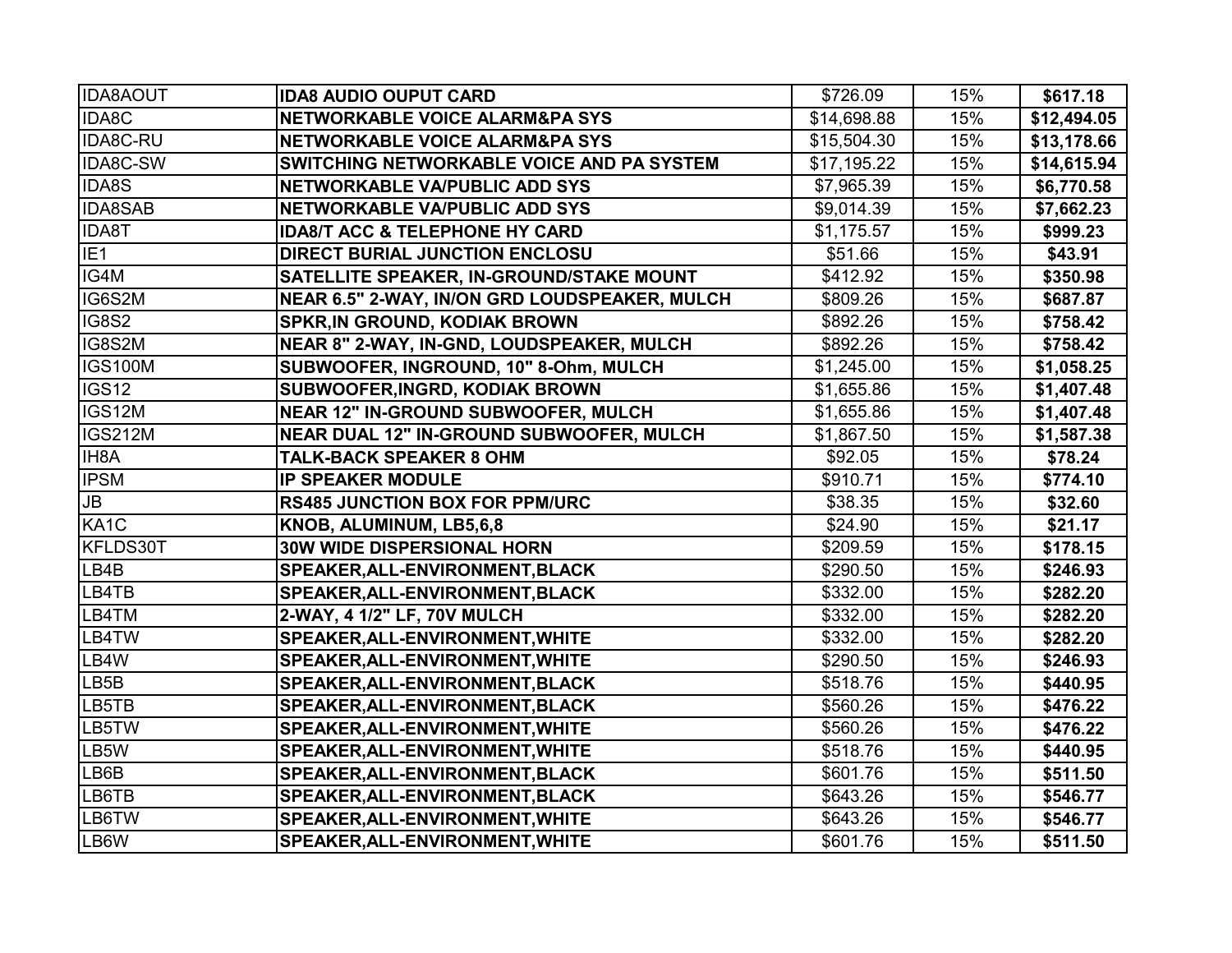| IDA8AOUT | **IDA8 AUDIO OUPUT CARD** | $726.09 | 15% | **$617.18** |
|---|---|---|---|---|
| IDA8C | **NETWORKABLE VOICE ALARM&PA SYS** | $14,698.88 | 15% | **$12,494.05** |
| IDA8C-RU | **NETWORKABLE VOICE ALARM&PA SYS** | $15,504.30 | 15% | **$13,178.66** |
| IDA8C-SW | **SWITCHING NETWORKABLE VOICE AND PA SYSTEM** | $17,195.22 | 15% | **$14,615.94** |
| IDA8S | **NETWORKABLE VA/PUBLIC ADD SYS** | $7,965.39 | 15% | **$6,770.58** |
| IDA8SAB | **NETWORKABLE VA/PUBLIC ADD SYS** | $9,014.39 | 15% | **$7,662.23** |
| IDA8T | **IDA8/T ACC & TELEPHONE HY CARD** | $1,175.57 | 15% | **$999.23** |
| IE1 | **DIRECT BURIAL JUNCTION ENCLOSU** | $51.66 | 15% | **$43.91** |
| IG4M | **SATELLITE SPEAKER, IN-GROUND/STAKE MOUNT** | $412.92 | 15% | **$350.98** |
| IG6S2M | **NEAR 6.5" 2-WAY, IN/ON GRD LOUDSPEAKER, MULCH** | $809.26 | 15% | **$687.87** |
| IG8S2 | **SPKR,IN GROUND, KODIAK BROWN** | $892.26 | 15% | **$758.42** |
| IG8S2M | **NEAR 8" 2-WAY, IN-GND, LOUDSPEAKER, MULCH** | $892.26 | 15% | **$758.42** |
| IGS100M | **SUBWOOFER, INGROUND, 10" 8-Ohm, MULCH** | $1,245.00 | 15% | **$1,058.25** |
| IGS12 | **SUBWOOFER,INGRD, KODIAK BROWN** | $1,655.86 | 15% | **$1,407.48** |
| IGS12M | **NEAR 12" IN-GROUND SUBWOOFER, MULCH** | $1,655.86 | 15% | **$1,407.48** |
| IGS212M | **NEAR DUAL 12" IN-GROUND SUBWOOFER, MULCH** | $1,867.50 | 15% | **$1,587.38** |
| IH8A | **TALK-BACK SPEAKER 8 OHM** | $92.05 | 15% | **$78.24** |
| IPSM | **IP SPEAKER MODULE** | $910.71 | 15% | **$774.10** |
| JB | **RS485 JUNCTION BOX FOR PPM/URC** | $38.35 | 15% | **$32.60** |
| KA1C | **KNOB, ALUMINUM, LB5,6,8** | $24.90 | 15% | **$21.17** |
| KFLDS30T | **30W WIDE DISPERSIONAL HORN** | $209.59 | 15% | **$178.15** |
| LB4B | **SPEAKER,ALL-ENVIRONMENT,BLACK** | $290.50 | 15% | **$246.93** |
| LB4TB | **SPEAKER,ALL-ENVIRONMENT,BLACK** | $332.00 | 15% | **$282.20** |
| LB4TM | **2-WAY, 4 1/2" LF, 70V MULCH** | $332.00 | 15% | **$282.20** |
| LB4TW | **SPEAKER,ALL-ENVIRONMENT,WHITE** | $332.00 | 15% | **$282.20** |
| LB4W | **SPEAKER,ALL-ENVIRONMENT,WHITE** | $290.50 | 15% | **$246.93** |
| LB5B | **SPEAKER,ALL-ENVIRONMENT,BLACK** | $518.76 | 15% | **$440.95** |
| LB5TB | **SPEAKER,ALL-ENVIRONMENT,BLACK** | $560.26 | 15% | **$476.22** |
| LB5TW | **SPEAKER,ALL-ENVIRONMENT,WHITE** | $560.26 | 15% | **$476.22** |
| LB5W | **SPEAKER,ALL-ENVIRONMENT,WHITE** | $518.76 | 15% | **$440.95** |
| LB6B | **SPEAKER,ALL-ENVIRONMENT,BLACK** | $601.76 | 15% | **$511.50** |
| LB6TB | **SPEAKER,ALL-ENVIRONMENT,BLACK** | $643.26 | 15% | **$546.77** |
| LB6TW | **SPEAKER,ALL-ENVIRONMENT,WHITE** | $643.26 | 15% | **$546.77** |
| LB6W | **SPEAKER,ALL-ENVIRONMENT,WHITE** | $601.76 | 15% | **$511.50** |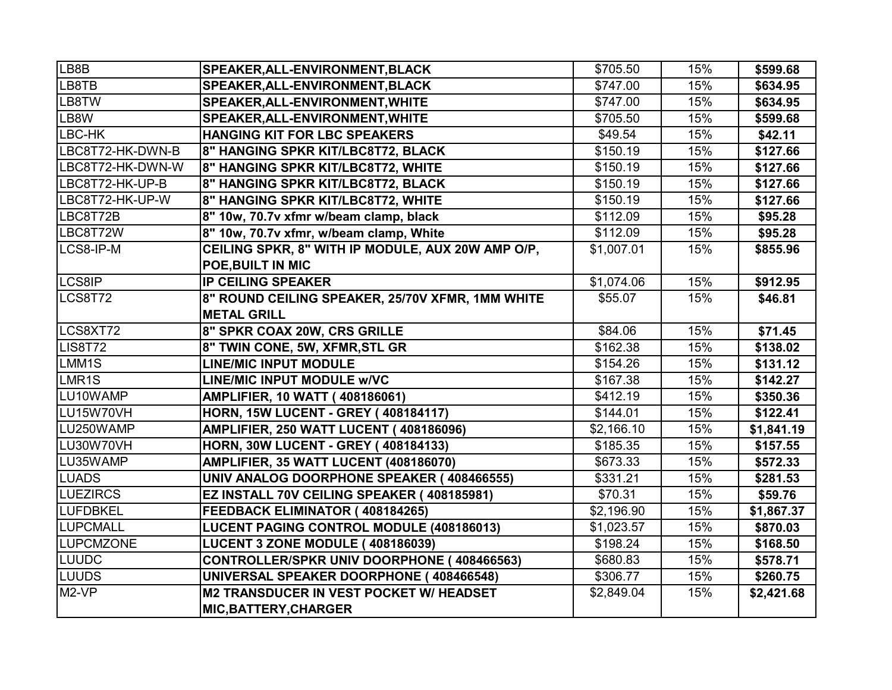| | | | | |
|---|---|---|---|---|
| LB8B | **SPEAKER,ALL-ENVIRONMENT,BLACK** | $705.50 | 15% | **$599.68** |
| LB8TB | **SPEAKER,ALL-ENVIRONMENT,BLACK** | $747.00 | 15% | **$634.95** |
| LB8TW | **SPEAKER,ALL-ENVIRONMENT,WHITE** | $747.00 | 15% | **$634.95** |
| LB8W | **SPEAKER,ALL-ENVIRONMENT,WHITE** | $705.50 | 15% | **$599.68** |
| LBC-HK | **HANGING KIT FOR LBC SPEAKERS** | $49.54 | 15% | **$42.11** |
| LBC8T72-HK-DWN-B | **8" HANGING SPKR KIT/LBC8T72, BLACK** | $150.19 | 15% | **$127.66** |
| LBC8T72-HK-DWN-W | **8" HANGING SPKR KIT/LBC8T72, WHITE** | $150.19 | 15% | **$127.66** |
| LBC8T72-HK-UP-B | **8" HANGING SPKR KIT/LBC8T72, BLACK** | $150.19 | 15% | **$127.66** |
| LBC8T72-HK-UP-W | **8" HANGING SPKR KIT/LBC8T72, WHITE** | $150.19 | 15% | **$127.66** |
| LBC8T72B | **8" 10w, 70.7v xfmr w/beam clamp, black** | $112.09 | 15% | **$95.28** |
| LBC8T72W | **8" 10w, 70.7v xfmr, w/beam clamp, White** | $112.09 | 15% | **$95.28** |
| LCS8-IP-M | **CEILING SPKR, 8" WITH IP MODULE, AUX 20W AMP O/P, POE,BUILT IN MIC** | $1,007.01 | 15% | **$855.96** |
| LCS8IP | **IP CEILING SPEAKER** | $1,074.06 | 15% | **$912.95** |
| LCS8T72 | **8" ROUND CEILING SPEAKER, 25/70V XFMR, 1MM WHITE METAL GRILL** | $55.07 | 15% | **$46.81** |
| LCS8XT72 | **8" SPKR COAX 20W, CRS GRILLE** | $84.06 | 15% | **$71.45** |
| LIS8T72 | **8" TWIN CONE, 5W, XFMR,STL GR** | $162.38 | 15% | **$138.02** |
| LMM1S | **LINE/MIC INPUT MODULE** | $154.26 | 15% | **$131.12** |
| LMR1S | **LINE/MIC INPUT MODULE w/VC** | $167.38 | 15% | **$142.27** |
| LU10WAMP | **AMPLIFIER, 10 WATT ( 408186061)** | $412.19 | 15% | **$350.36** |
| LU15W70VH | **HORN, 15W LUCENT - GREY ( 408184117)** | $144.01 | 15% | **$122.41** |
| LU250WAMP | **AMPLIFIER, 250 WATT LUCENT ( 408186096)** | $2,166.10 | 15% | **$1,841.19** |
| LU30W70VH | **HORN, 30W LUCENT - GREY ( 408184133)** | $185.35 | 15% | **$157.55** |
| LU35WAMP | **AMPLIFIER, 35 WATT LUCENT (408186070)** | $673.33 | 15% | **$572.33** |
| LUADS | **UNIV ANALOG DOORPHONE SPEAKER ( 408466555)** | $331.21 | 15% | **$281.53** |
| LUEZIRCS | **EZ INSTALL 70V CEILING SPEAKER ( 408185981)** | $70.31 | 15% | **$59.76** |
| LUFDBKEL | **FEEDBACK ELIMINATOR ( 408184265)** | $2,196.90 | 15% | **$1,867.37** |
| LUPCMALL | **LUCENT PAGING CONTROL MODULE (408186013)** | $1,023.57 | 15% | **$870.03** |
| LUPCMZONE | **LUCENT 3 ZONE MODULE ( 408186039)** | $198.24 | 15% | **$168.50** |
| LUUDC | **CONTROLLER/SPKR UNIV DOORPHONE ( 408466563)** | $680.83 | 15% | **$578.71** |
| LUUDS | **UNIVERSAL SPEAKER DOORPHONE ( 408466548)** | $306.77 | 15% | **$260.75** |
| M2-VP | **M2 TRANSDUCER IN VEST POCKET W/ HEADSET MIC,BATTERY,CHARGER** | $2,849.04 | 15% | **$2,421.68** |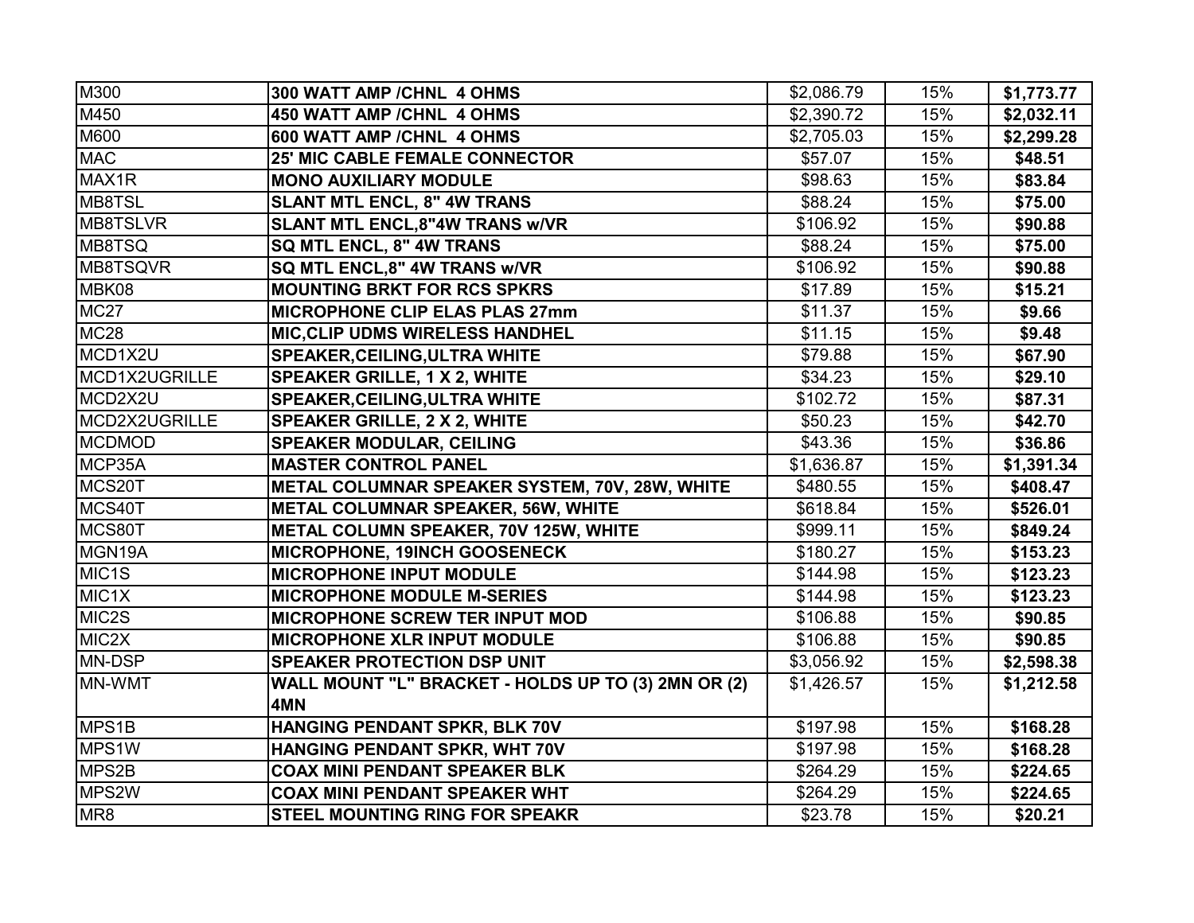| | | | | |
|---|---|---|---|---|
| M300 | **300 WATT AMP /CHNL 4 OHMS** | $2,086.79 | 15% | **$1,773.77** |
| M450 | **450 WATT AMP /CHNL 4 OHMS** | $2,390.72 | 15% | **$2,032.11** |
| M600 | **600 WATT AMP /CHNL 4 OHMS** | $2,705.03 | 15% | **$2,299.28** |
| MAC | **25' MIC CABLE FEMALE CONNECTOR** | $57.07 | 15% | **$48.51** |
| MAX1R | **MONO AUXILIARY MODULE** | $98.63 | 15% | **$83.84** |
| MB8TSL | **SLANT MTL ENCL, 8" 4W TRANS** | $88.24 | 15% | **$75.00** |
| MB8TSLVR | **SLANT MTL ENCL,8"4W TRANS w/VR** | $106.92 | 15% | **$90.88** |
| MB8TSQ | **SQ MTL ENCL, 8" 4W TRANS** | $88.24 | 15% | **$75.00** |
| MB8TSQVR | **SQ MTL ENCL,8" 4W TRANS w/VR** | $106.92 | 15% | **$90.88** |
| MBK08 | **MOUNTING BRKT FOR RCS SPKRS** | $17.89 | 15% | **$15.21** |
| MC27 | **MICROPHONE CLIP ELAS PLAS 27mm** | $11.37 | 15% | **$9.66** |
| MC28 | **MIC,CLIP UDMS WIRELESS HANDHEL** | $11.15 | 15% | **$9.48** |
| MCD1X2U | **SPEAKER,CEILING,ULTRA WHITE** | $79.88 | 15% | **$67.90** |
| MCD1X2UGRILLE | **SPEAKER GRILLE, 1 X 2, WHITE** | $34.23 | 15% | **$29.10** |
| MCD2X2U | **SPEAKER,CEILING,ULTRA WHITE** | $102.72 | 15% | **$87.31** |
| MCD2X2UGRILLE | **SPEAKER GRILLE, 2 X 2, WHITE** | $50.23 | 15% | **$42.70** |
| MCDMOD | **SPEAKER MODULAR, CEILING** | $43.36 | 15% | **$36.86** |
| MCP35A | **MASTER CONTROL PANEL** | $1,636.87 | 15% | **$1,391.34** |
| MCS20T | **METAL COLUMNAR SPEAKER SYSTEM, 70V, 28W, WHITE** | $480.55 | 15% | **$408.47** |
| MCS40T | **METAL COLUMNAR SPEAKER, 56W, WHITE** | $618.84 | 15% | **$526.01** |
| MCS80T | **METAL COLUMN SPEAKER, 70V 125W, WHITE** | $999.11 | 15% | **$849.24** |
| MGN19A | **MICROPHONE, 19INCH GOOSENECK** | $180.27 | 15% | **$153.23** |
| MIC1S | **MICROPHONE INPUT MODULE** | $144.98 | 15% | **$123.23** |
| MIC1X | **MICROPHONE MODULE M-SERIES** | $144.98 | 15% | **$123.23** |
| MIC2S | **MICROPHONE SCREW TER INPUT MOD** | $106.88 | 15% | **$90.85** |
| MIC2X | **MICROPHONE XLR INPUT MODULE** | $106.88 | 15% | **$90.85** |
| MN-DSP | **SPEAKER PROTECTION DSP UNIT** | $3,056.92 | 15% | **$2,598.38** |
| MN-WMT | **WALL MOUNT "L" BRACKET - HOLDS UP TO (3) 2MN OR (2) 4MN** | $1,426.57 | 15% | **$1,212.58** |
| MPS1B | **HANGING PENDANT SPKR, BLK 70V** | $197.98 | 15% | **$168.28** |
| MPS1W | **HANGING PENDANT SPKR, WHT 70V** | $197.98 | 15% | **$168.28** |
| MPS2B | **COAX MINI PENDANT SPEAKER BLK** | $264.29 | 15% | **$224.65** |
| MPS2W | **COAX MINI PENDANT SPEAKER WHT** | $264.29 | 15% | **$224.65** |
| MR8 | **STEEL MOUNTING RING FOR SPEAKR** | $23.78 | 15% | **$20.21** |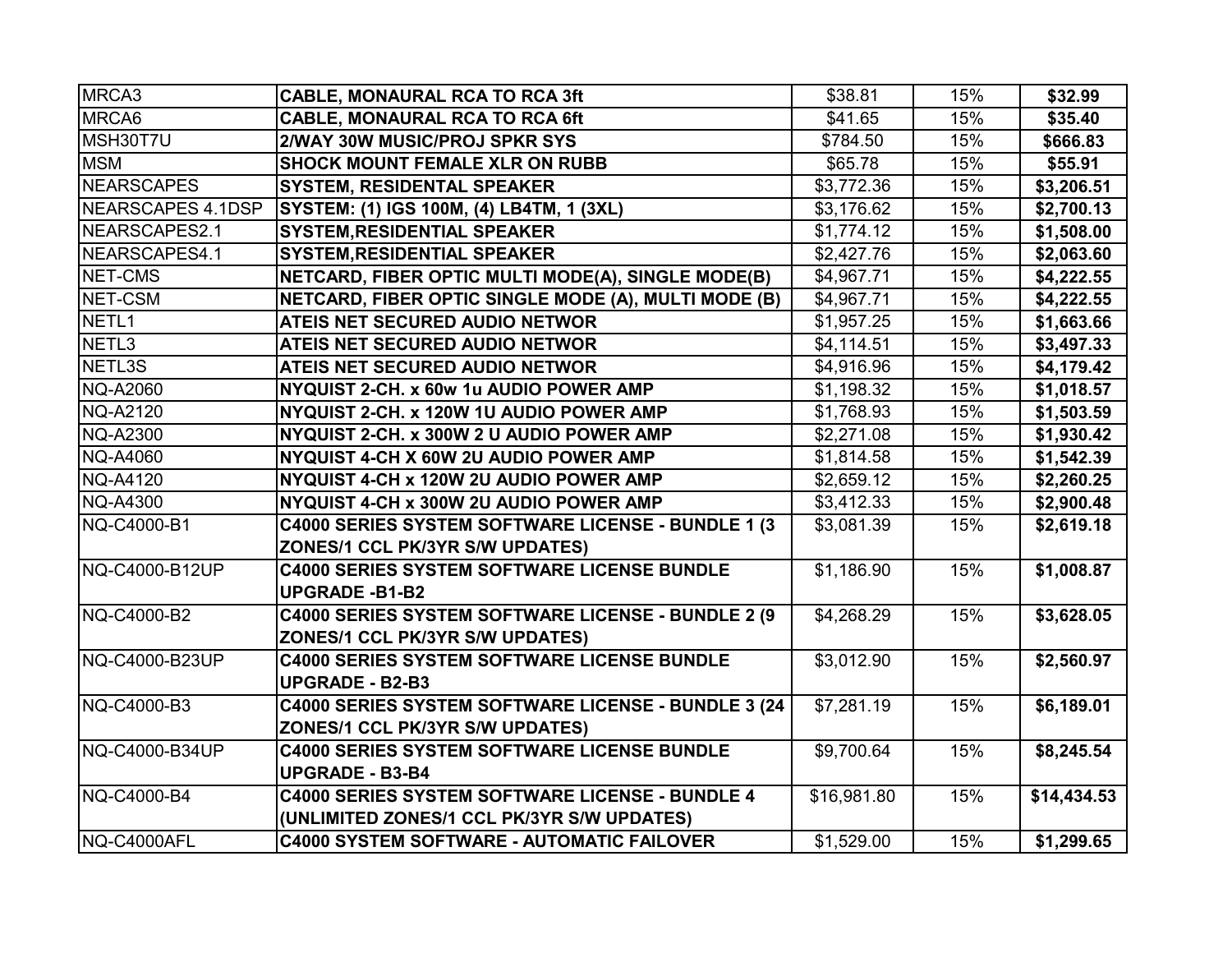| | | | | |
|---|---|---|---|---|
| MRCA3 | **CABLE, MONAURAL RCA TO RCA 3ft** | $38.81 | 15% | **$32.99** |
| MRCA6 | **CABLE, MONAURAL RCA TO RCA 6ft** | $41.65 | 15% | **$35.40** |
| MSH30T7U | **2/WAY 30W MUSIC/PROJ SPKR SYS** | $784.50 | 15% | **$666.83** |
| MSM | **SHOCK MOUNT FEMALE XLR ON RUBB** | $65.78 | 15% | **$55.91** |
| NEARSCAPES | **SYSTEM, RESIDENTAL SPEAKER** | $3,772.36 | 15% | **$3,206.51** |
| NEARSCAPES 4.1DSP | **SYSTEM: (1) IGS 100M, (4) LB4TM, 1 (3XL)** | $3,176.62 | 15% | **$2,700.13** |
| NEARSCAPES2.1 | **SYSTEM,RESIDENTIAL SPEAKER** | $1,774.12 | 15% | **$1,508.00** |
| NEARSCAPES4.1 | **SYSTEM,RESIDENTIAL SPEAKER** | $2,427.76 | 15% | **$2,063.60** |
| NET-CMS | **NETCARD, FIBER OPTIC MULTI MODE(A), SINGLE MODE(B)** | $4,967.71 | 15% | **$4,222.55** |
| NET-CSM | **NETCARD, FIBER OPTIC SINGLE MODE (A), MULTI MODE (B)** | $4,967.71 | 15% | **$4,222.55** |
| NETL1 | **ATEIS NET SECURED AUDIO NETWOR** | $1,957.25 | 15% | **$1,663.66** |
| NETL3 | **ATEIS NET SECURED AUDIO NETWOR** | $4,114.51 | 15% | **$3,497.33** |
| NETL3S | **ATEIS NET SECURED AUDIO NETWOR** | $4,916.96 | 15% | **$4,179.42** |
| NQ-A2060 | **NYQUIST 2-CH. x 60w 1u AUDIO POWER AMP** | $1,198.32 | 15% | **$1,018.57** |
| NQ-A2120 | **NYQUIST 2-CH. x 120W 1U AUDIO POWER AMP** | $1,768.93 | 15% | **$1,503.59** |
| NQ-A2300 | **NYQUIST 2-CH. x 300W 2 U AUDIO POWER AMP** | $2,271.08 | 15% | **$1,930.42** |
| NQ-A4060 | **NYQUIST 4-CH X 60W 2U AUDIO POWER AMP** | $1,814.58 | 15% | **$1,542.39** |
| NQ-A4120 | **NYQUIST 4-CH x 120W 2U AUDIO POWER AMP** | $2,659.12 | 15% | **$2,260.25** |
| NQ-A4300 | **NYQUIST 4-CH x 300W 2U AUDIO POWER AMP** | $3,412.33 | 15% | **$2,900.48** |
| NQ-C4000-B1 | **C4000 SERIES SYSTEM SOFTWARE LICENSE - BUNDLE 1 (3 ZONES/1 CCL PK/3YR S/W UPDATES)** | $3,081.39 | 15% | **$2,619.18** |
| NQ-C4000-B12UP | **C4000 SERIES SYSTEM SOFTWARE LICENSE BUNDLE UPGRADE -B1-B2** | $1,186.90 | 15% | **$1,008.87** |
| NQ-C4000-B2 | **C4000 SERIES SYSTEM SOFTWARE LICENSE - BUNDLE 2 (9 ZONES/1 CCL PK/3YR S/W UPDATES)** | $4,268.29 | 15% | **$3,628.05** |
| NQ-C4000-B23UP | **C4000 SERIES SYSTEM SOFTWARE LICENSE BUNDLE UPGRADE - B2-B3** | $3,012.90 | 15% | **$2,560.97** |
| NQ-C4000-B3 | **C4000 SERIES SYSTEM SOFTWARE LICENSE - BUNDLE 3 (24 ZONES/1 CCL PK/3YR S/W UPDATES)** | $7,281.19 | 15% | **$6,189.01** |
| NQ-C4000-B34UP | **C4000 SERIES SYSTEM SOFTWARE LICENSE BUNDLE UPGRADE - B3-B4** | $9,700.64 | 15% | **$8,245.54** |
| NQ-C4000-B4 | **C4000 SERIES SYSTEM SOFTWARE LICENSE - BUNDLE 4 (UNLIMITED ZONES/1 CCL PK/3YR S/W UPDATES)** | $16,981.80 | 15% | **$14,434.53** |
| NQ-C4000AFL | **C4000 SYSTEM SOFTWARE - AUTOMATIC FAILOVER** | $1,529.00 | 15% | **$1,299.65** |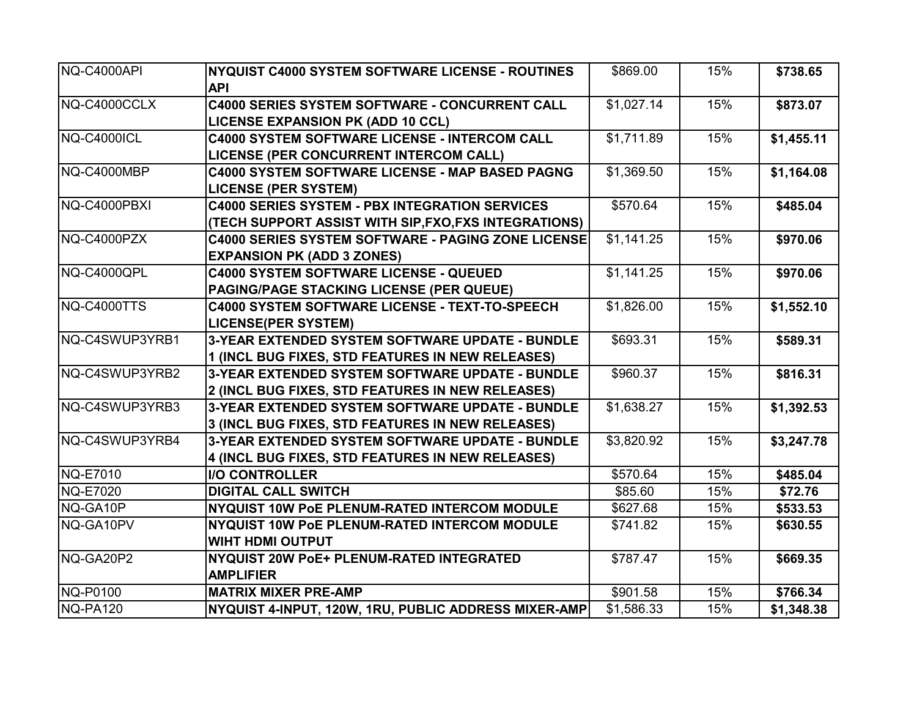| | | | | |
|---|---|---|---|---|
| NQ-C4000API | **NYQUIST C4000 SYSTEM SOFTWARE LICENSE - ROUTINES API** | $869.00 | 15% | **$738.65** |
| NQ-C4000CCLX | **C4000 SERIES SYSTEM SOFTWARE - CONCURRENT CALL LICENSE EXPANSION PK (ADD 10 CCL)** | $1,027.14 | 15% | **$873.07** |
| NQ-C4000ICL | **C4000 SYSTEM SOFTWARE LICENSE - INTERCOM CALL LICENSE (PER CONCURRENT INTERCOM CALL)** | $1,711.89 | 15% | **$1,455.11** |
| NQ-C4000MBP | **C4000 SYSTEM SOFTWARE LICENSE - MAP BASED PAGNG LICENSE (PER SYSTEM)** | $1,369.50 | 15% | **$1,164.08** |
| NQ-C4000PBXI | **C4000 SERIES SYSTEM - PBX INTEGRATION SERVICES (TECH SUPPORT ASSIST WITH SIP,FXO,FXS INTEGRATIONS)** | $570.64 | 15% | **$485.04** |
| NQ-C4000PZX | **C4000 SERIES SYSTEM SOFTWARE - PAGING ZONE LICENSE EXPANSION PK (ADD 3 ZONES)** | $1,141.25 | 15% | **$970.06** |
| NQ-C4000QPL | **C4000 SYSTEM SOFTWARE LICENSE - QUEUED PAGING/PAGE STACKING LICENSE (PER QUEUE)** | $1,141.25 | 15% | **$970.06** |
| NQ-C4000TTS | **C4000 SYSTEM SOFTWARE LICENSE - TEXT-TO-SPEECH LICENSE(PER SYSTEM)** | $1,826.00 | 15% | **$1,552.10** |
| NQ-C4SWUP3YRB1 | **3-YEAR EXTENDED SYSTEM SOFTWARE UPDATE - BUNDLE 1 (INCL BUG FIXES, STD FEATURES IN NEW RELEASES)** | $693.31 | 15% | **$589.31** |
| NQ-C4SWUP3YRB2 | **3-YEAR EXTENDED SYSTEM SOFTWARE UPDATE - BUNDLE 2 (INCL BUG FIXES, STD FEATURES IN NEW RELEASES)** | $960.37 | 15% | **$816.31** |
| NQ-C4SWUP3YRB3 | **3-YEAR EXTENDED SYSTEM SOFTWARE UPDATE - BUNDLE 3 (INCL BUG FIXES, STD FEATURES IN NEW RELEASES)** | $1,638.27 | 15% | **$1,392.53** |
| NQ-C4SWUP3YRB4 | **3-YEAR EXTENDED SYSTEM SOFTWARE UPDATE - BUNDLE 4 (INCL BUG FIXES, STD FEATURES IN NEW RELEASES)** | $3,820.92 | 15% | **$3,247.78** |
| NQ-E7010 | **I/O CONTROLLER** | $570.64 | 15% | **$485.04** |
| NQ-E7020 | **DIGITAL CALL SWITCH** | $85.60 | 15% | **$72.76** |
| NQ-GA10P | **NYQUIST 10W PoE PLENUM-RATED INTERCOM MODULE** | $627.68 | 15% | **$533.53** |
| NQ-GA10PV | **NYQUIST 10W PoE PLENUM-RATED INTERCOM MODULE WIHT HDMI OUTPUT** | $741.82 | 15% | **$630.55** |
| NQ-GA20P2 | **NYQUIST 20W PoE+ PLENUM-RATED INTEGRATED AMPLIFIER** | $787.47 | 15% | **$669.35** |
| NQ-P0100 | **MATRIX MIXER PRE-AMP** | $901.58 | 15% | **$766.34** |
| NQ-PA120 | **NYQUIST 4-INPUT, 120W, 1RU, PUBLIC ADDRESS MIXER-AMP** | $1,586.33 | 15% | **$1,348.38** |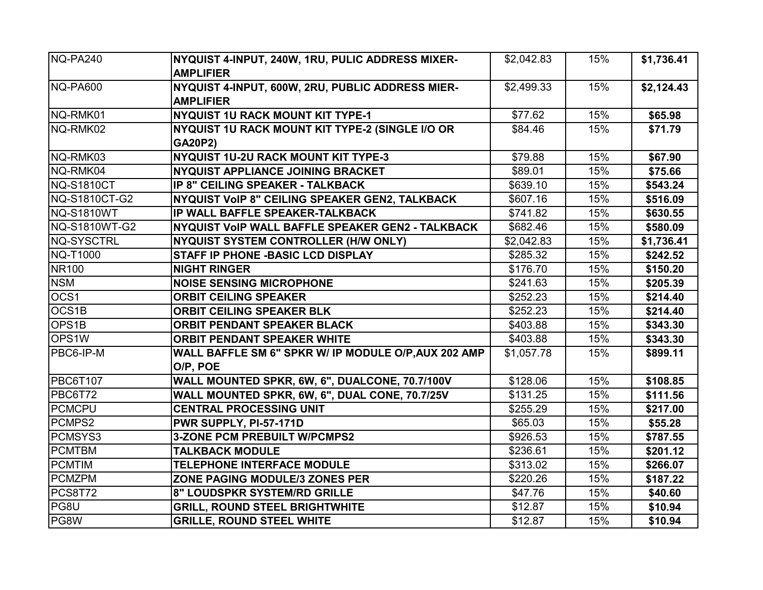| | | | | |
|---|---|---|---|---|
| NQ-PA240 | **NYQUIST 4-INPUT, 240W, 1RU, PULIC ADDRESS MIXER-AMPLIFIER** | $2,042.83 | 15% | **$1,736.41** |
| NQ-PA600 | **NYQUIST 4-INPUT, 600W, 2RU, PUBLIC ADDRESS MIER-AMPLIFIER** | $2,499.33 | 15% | **$2,124.43** |
| NQ-RMK01 | **NYQUIST 1U RACK MOUNT KIT TYPE-1** | $77.62 | 15% | **$65.98** |
| NQ-RMK02 | **NYQUIST 1U RACK MOUNT KIT TYPE-2 (SINGLE I/O OR GA20P2)** | $84.46 | 15% | **$71.79** |
| NQ-RMK03 | **NYQUIST 1U-2U RACK MOUNT KIT TYPE-3** | $79.88 | 15% | **$67.90** |
| NQ-RMK04 | **NYQUIST APPLIANCE JOINING BRACKET** | $89.01 | 15% | **$75.66** |
| NQ-S1810CT | **IP 8" CEILING SPEAKER - TALKBACK** | $639.10 | 15% | **$543.24** |
| NQ-S1810CT-G2 | **NYQUIST VoIP 8" CEILING SPEAKER GEN2, TALKBACK** | $607.16 | 15% | **$516.09** |
| NQ-S1810WT | **IP WALL BAFFLE SPEAKER-TALKBACK** | $741.82 | 15% | **$630.55** |
| NQ-S1810WT-G2 | **NYQUIST VoIP WALL BAFFLE SPEAKER GEN2 - TALKBACK** | $682.46 | 15% | **$580.09** |
| NQ-SYSCTRL | **NYQUIST SYSTEM CONTROLLER (H/W ONLY)** | $2,042.83 | 15% | **$1,736.41** |
| NQ-T1000 | **STAFF IP PHONE -BASIC LCD DISPLAY** | $285.32 | 15% | **$242.52** |
| NR100 | **NIGHT RINGER** | $176.70 | 15% | **$150.20** |
| NSM | **NOISE SENSING MICROPHONE** | $241.63 | 15% | **$205.39** |
| OCS1 | **ORBIT CEILING SPEAKER** | $252.23 | 15% | **$214.40** |
| OCS1B | **ORBIT CEILING SPEAKER BLK** | $252.23 | 15% | **$214.40** |
| OPS1B | **ORBIT PENDANT SPEAKER BLACK** | $403.88 | 15% | **$343.30** |
| OPS1W | **ORBIT PENDANT SPEAKER WHITE** | $403.88 | 15% | **$343.30** |
| PBC6-IP-M | **WALL BAFFLE SM 6" SPKR W/ IP MODULE O/P,AUX 202 AMP O/P, POE** | $1,057.78 | 15% | **$899.11** |
| PBC6T107 | **WALL MOUNTED SPKR, 6W, 6", DUALCONE, 70.7/100V** | $128.06 | 15% | **$108.85** |
| PBC6T72 | **WALL MOUNTED SPKR, 6W, 6", DUAL CONE, 70.7/25V** | $131.25 | 15% | **$111.56** |
| PCMCPU | **CENTRAL PROCESSING UNIT** | $255.29 | 15% | **$217.00** |
| PCMPS2 | **PWR SUPPLY, PI-57-171D** | $65.03 | 15% | **$55.28** |
| PCMSYS3 | **3-ZONE PCM PREBUILT W/PCMPS2** | $926.53 | 15% | **$787.55** |
| PCMTBM | **TALKBACK MODULE** | $236.61 | 15% | **$201.12** |
| PCMTIM | **TELEPHONE INTERFACE MODULE** | $313.02 | 15% | **$266.07** |
| PCMZPM | **ZONE PAGING MODULE/3 ZONES PER** | $220.26 | 15% | **$187.22** |
| PCS8T72 | **8" LOUDSPKR SYSTEM/RD GRILLE** | $47.76 | 15% | **$40.60** |
| PG8U | **GRILL, ROUND STEEL BRIGHTWHITE** | $12.87 | 15% | **$10.94** |
| PG8W | **GRILLE, ROUND STEEL WHITE** | $12.87 | 15% | **$10.94** |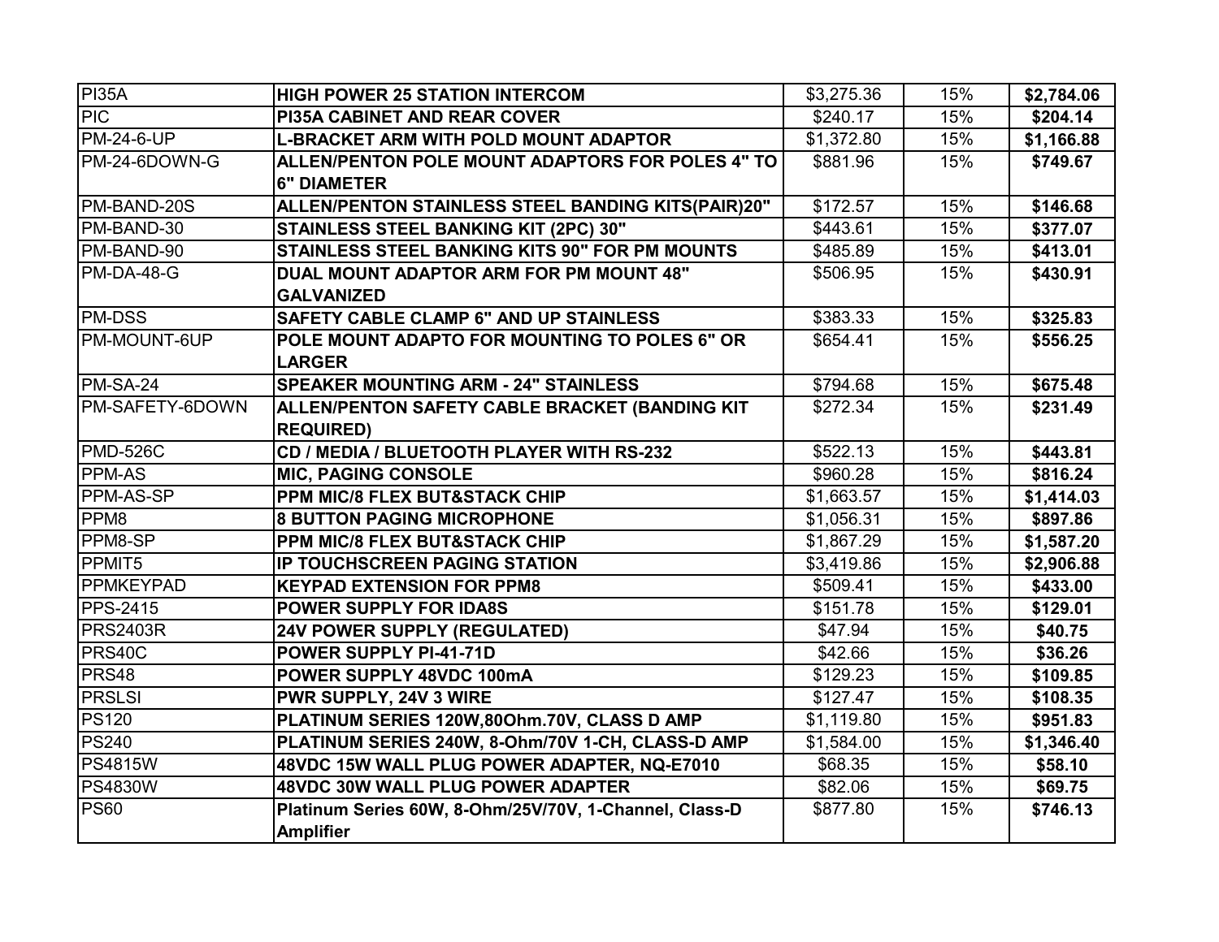| | | | | |
|---|---|---|---|---|
| PI35A | **HIGH POWER 25 STATION INTERCOM** | $3,275.36 | 15% | **$2,784.06** |
| PIC | **PI35A CABINET AND REAR COVER** | $240.17 | 15% | **$204.14** |
| PM-24-6-UP | **L-BRACKET ARM WITH POLD MOUNT ADAPTOR** | $1,372.80 | 15% | **$1,166.88** |
| PM-24-6DOWN-G | **ALLEN/PENTON POLE MOUNT ADAPTORS FOR POLES 4" TO 6" DIAMETER** | $881.96 | 15% | **$749.67** |
| PM-BAND-20S | **ALLEN/PENTON STAINLESS STEEL BANDING KITS(PAIR)20"** | $172.57 | 15% | **$146.68** |
| PM-BAND-30 | **STAINLESS STEEL BANKING KIT (2PC) 30"** | $443.61 | 15% | **$377.07** |
| PM-BAND-90 | **STAINLESS STEEL BANKING KITS 90" FOR PM MOUNTS** | $485.89 | 15% | **$413.01** |
| PM-DA-48-G | **DUAL MOUNT ADAPTOR ARM FOR PM MOUNT 48" GALVANIZED** | $506.95 | 15% | **$430.91** |
| PM-DSS | **SAFETY CABLE CLAMP 6" AND UP STAINLESS** | $383.33 | 15% | **$325.83** |
| PM-MOUNT-6UP | **POLE MOUNT ADAPTO FOR MOUNTING TO POLES 6" OR LARGER** | $654.41 | 15% | **$556.25** |
| PM-SA-24 | **SPEAKER MOUNTING ARM - 24" STAINLESS** | $794.68 | 15% | **$675.48** |
| PM-SAFETY-6DOWN | **ALLEN/PENTON SAFETY CABLE BRACKET (BANDING KIT REQUIRED)** | $272.34 | 15% | **$231.49** |
| PMD-526C | **CD / MEDIA / BLUETOOTH PLAYER WITH RS-232** | $522.13 | 15% | **$443.81** |
| PPM-AS | **MIC, PAGING CONSOLE** | $960.28 | 15% | **$816.24** |
| PPM-AS-SP | **PPM MIC/8 FLEX BUT&STACK CHIP** | $1,663.57 | 15% | **$1,414.03** |
| PPM8 | **8 BUTTON PAGING MICROPHONE** | $1,056.31 | 15% | **$897.86** |
| PPM8-SP | **PPM MIC/8 FLEX BUT&STACK CHIP** | $1,867.29 | 15% | **$1,587.20** |
| PPMIT5 | **IP TOUCHSCREEN PAGING STATION** | $3,419.86 | 15% | **$2,906.88** |
| PPMKEYPAD | **KEYPAD EXTENSION FOR PPM8** | $509.41 | 15% | **$433.00** |
| PPS-2415 | **POWER SUPPLY FOR IDA8S** | $151.78 | 15% | **$129.01** |
| PRS2403R | **24V POWER SUPPLY (REGULATED)** | $47.94 | 15% | **$40.75** |
| PRS40C | **POWER SUPPLY PI-41-71D** | $42.66 | 15% | **$36.26** |
| PRS48 | **POWER SUPPLY 48VDC 100mA** | $129.23 | 15% | **$109.85** |
| PRSLSI | **PWR SUPPLY, 24V 3 WIRE** | $127.47 | 15% | **$108.35** |
| PS120 | **PLATINUM SERIES 120W,80Ohm.70V, CLASS D AMP** | $1,119.80 | 15% | **$951.83** |
| PS240 | **PLATINUM SERIES 240W, 8-Ohm/70V 1-CH, CLASS-D AMP** | $1,584.00 | 15% | **$1,346.40** |
| PS4815W | **48VDC 15W WALL PLUG POWER ADAPTER, NQ-E7010** | $68.35 | 15% | **$58.10** |
| PS4830W | **48VDC 30W WALL PLUG POWER ADAPTER** | $82.06 | 15% | **$69.75** |
| PS60 | **Platinum Series 60W, 8-Ohm/25V/70V, 1-Channel, Class-D Amplifier** | $877.80 | 15% | **$746.13** |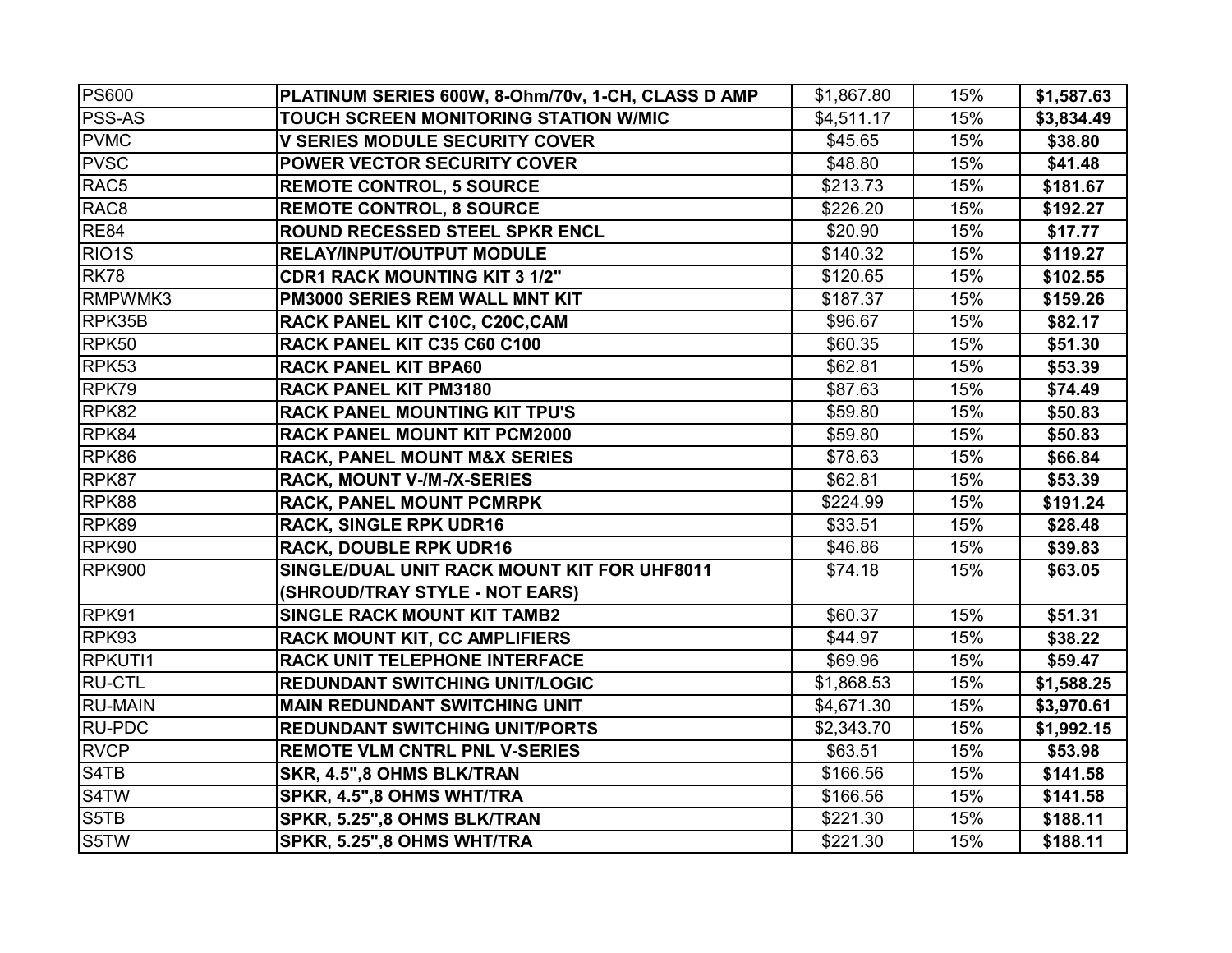| PS600 | **PLATINUM SERIES 600W, 8-Ohm/70v, 1-CH, CLASS D AMP** | $1,867.80 | 15% | **$1,587.63** |
|---|---|---|---|---|
| PSS-AS | **TOUCH SCREEN MONITORING STATION W/MIC** | $4,511.17 | 15% | **$3,834.49** |
| PVMC | **V SERIES MODULE SECURITY COVER** | $45.65 | 15% | **$38.80** |
| PVSC | **POWER VECTOR SECURITY COVER** | $48.80 | 15% | **$41.48** |
| RAC5 | **REMOTE CONTROL, 5 SOURCE** | $213.73 | 15% | **$181.67** |
| RAC8 | **REMOTE CONTROL, 8 SOURCE** | $226.20 | 15% | **$192.27** |
| RE84 | **ROUND RECESSED STEEL SPKR ENCL** | $20.90 | 15% | **$17.77** |
| RIO1S | **RELAY/INPUT/OUTPUT MODULE** | $140.32 | 15% | **$119.27** |
| RK78 | **CDR1 RACK MOUNTING KIT 3 1/2"** | $120.65 | 15% | **$102.55** |
| RMPWMK3 | **PM3000 SERIES REM WALL MNT KIT** | $187.37 | 15% | **$159.26** |
| RPK35B | **RACK PANEL KIT C10C, C20C,CAM** | $96.67 | 15% | **$82.17** |
| RPK50 | **RACK PANEL KIT C35 C60 C100** | $60.35 | 15% | **$51.30** |
| RPK53 | **RACK PANEL KIT BPA60** | $62.81 | 15% | **$53.39** |
| RPK79 | **RACK PANEL KIT PM3180** | $87.63 | 15% | **$74.49** |
| RPK82 | **RACK PANEL MOUNTING KIT TPU'S** | $59.80 | 15% | **$50.83** |
| RPK84 | **RACK PANEL MOUNT KIT PCM2000** | $59.80 | 15% | **$50.83** |
| RPK86 | **RACK, PANEL MOUNT M&X SERIES** | $78.63 | 15% | **$66.84** |
| RPK87 | **RACK, MOUNT V-/M-/X-SERIES** | $62.81 | 15% | **$53.39** |
| RPK88 | **RACK, PANEL MOUNT PCMRPK** | $224.99 | 15% | **$191.24** |
| RPK89 | **RACK, SINGLE RPK UDR16** | $33.51 | 15% | **$28.48** |
| RPK90 | **RACK, DOUBLE RPK UDR16** | $46.86 | 15% | **$39.83** |
| RPK900 | **SINGLE/DUAL UNIT RACK MOUNT KIT FOR UHF8011 (SHROUD/TRAY STYLE - NOT EARS)** | $74.18 | 15% | **$63.05** |
| RPK91 | **SINGLE RACK MOUNT KIT TAMB2** | $60.37 | 15% | **$51.31** |
| RPK93 | **RACK MOUNT KIT, CC AMPLIFIERS** | $44.97 | 15% | **$38.22** |
| RPKUTI1 | **RACK UNIT TELEPHONE INTERFACE** | $69.96 | 15% | **$59.47** |
| RU-CTL | **REDUNDANT SWITCHING UNIT/LOGIC** | $1,868.53 | 15% | **$1,588.25** |
| RU-MAIN | **MAIN REDUNDANT SWITCHING UNIT** | $4,671.30 | 15% | **$3,970.61** |
| RU-PDC | **REDUNDANT SWITCHING UNIT/PORTS** | $2,343.70 | 15% | **$1,992.15** |
| RVCP | **REMOTE VLM CNTRL PNL V-SERIES** | $63.51 | 15% | **$53.98** |
| S4TB | **SKR, 4.5",8 OHMS BLK/TRAN** | $166.56 | 15% | **$141.58** |
| S4TW | **SPKR, 4.5",8 OHMS WHT/TRA** | $166.56 | 15% | **$141.58** |
| S5TB | **SPKR, 5.25",8 OHMS BLK/TRAN** | $221.30 | 15% | **$188.11** |
| S5TW | **SPKR, 5.25",8 OHMS WHT/TRA** | $221.30 | 15% | **$188.11** |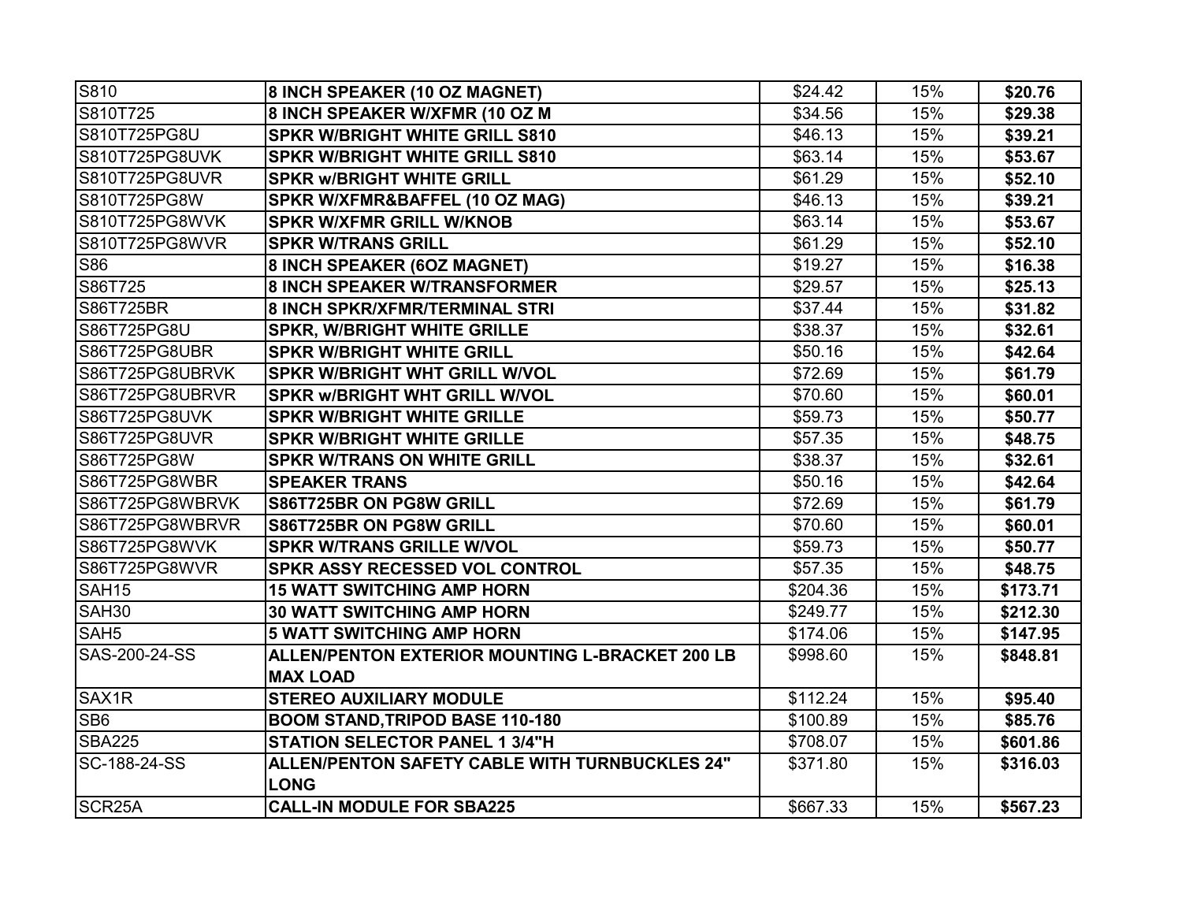| | | | | |
|---|---|---|---|---|
| S810 | **8 INCH SPEAKER (10 OZ MAGNET)** | $24.42 | 15% | **$20.76** |
| S810T725 | **8 INCH SPEAKER W/XFMR (10 OZ M** | $34.56 | 15% | **$29.38** |
| S810T725PG8U | **SPKR W/BRIGHT WHITE GRILL S810** | $46.13 | 15% | **$39.21** |
| S810T725PG8UVK | **SPKR W/BRIGHT WHITE GRILL S810** | $63.14 | 15% | **$53.67** |
| S810T725PG8UVR | **SPKR w/BRIGHT WHITE GRILL** | $61.29 | 15% | **$52.10** |
| S810T725PG8W | **SPKR W/XFMR&BAFFEL (10 OZ MAG)** | $46.13 | 15% | **$39.21** |
| S810T725PG8WVK | **SPKR W/XFMR GRILL W/KNOB** | $63.14 | 15% | **$53.67** |
| S810T725PG8WVR | **SPKR W/TRANS GRILL** | $61.29 | 15% | **$52.10** |
| S86 | **8 INCH SPEAKER (6OZ MAGNET)** | $19.27 | 15% | **$16.38** |
| S86T725 | **8 INCH SPEAKER W/TRANSFORMER** | $29.57 | 15% | **$25.13** |
| S86T725BR | **8 INCH SPKR/XFMR/TERMINAL STRI** | $37.44 | 15% | **$31.82** |
| S86T725PG8U | **SPKR, W/BRIGHT WHITE GRILLE** | $38.37 | 15% | **$32.61** |
| S86T725PG8UBR | **SPKR W/BRIGHT WHITE GRILL** | $50.16 | 15% | **$42.64** |
| S86T725PG8UBRVK | **SPKR W/BRIGHT WHT GRILL W/VOL** | $72.69 | 15% | **$61.79** |
| S86T725PG8UBRVR | **SPKR w/BRIGHT WHT GRILL W/VOL** | $70.60 | 15% | **$60.01** |
| S86T725PG8UVK | **SPKR W/BRIGHT WHITE GRILLE** | $59.73 | 15% | **$50.77** |
| S86T725PG8UVR | **SPKR W/BRIGHT WHITE GRILLE** | $57.35 | 15% | **$48.75** |
| S86T725PG8W | **SPKR W/TRANS ON WHITE GRILL** | $38.37 | 15% | **$32.61** |
| S86T725PG8WBR | **SPEAKER TRANS** | $50.16 | 15% | **$42.64** |
| S86T725PG8WBRVK | **S86T725BR ON PG8W GRILL** | $72.69 | 15% | **$61.79** |
| S86T725PG8WBRVR | **S86T725BR ON PG8W GRILL** | $70.60 | 15% | **$60.01** |
| S86T725PG8WVK | **SPKR W/TRANS GRILLE W/VOL** | $59.73 | 15% | **$50.77** |
| S86T725PG8WVR | **SPKR ASSY RECESSED VOL CONTROL** | $57.35 | 15% | **$48.75** |
| SAH15 | **15 WATT SWITCHING AMP HORN** | $204.36 | 15% | **$173.71** |
| SAH30 | **30 WATT SWITCHING AMP HORN** | $249.77 | 15% | **$212.30** |
| SAH5 | **5 WATT SWITCHING AMP HORN** | $174.06 | 15% | **$147.95** |
| SAS-200-24-SS | **ALLEN/PENTON EXTERIOR MOUNTING L-BRACKET 200 LB MAX LOAD** | $998.60 | 15% | **$848.81** |
| SAX1R | **STEREO AUXILIARY MODULE** | $112.24 | 15% | **$95.40** |
| SB6 | **BOOM STAND,TRIPOD BASE 110-180** | $100.89 | 15% | **$85.76** |
| SBA225 | **STATION SELECTOR PANEL 1 3/4"H** | $708.07 | 15% | **$601.86** |
| SC-188-24-SS | **ALLEN/PENTON SAFETY CABLE WITH TURNBUCKLES 24" LONG** | $371.80 | 15% | **$316.03** |
| SCR25A | **CALL-IN MODULE FOR SBA225** | $667.33 | 15% | **$567.23** |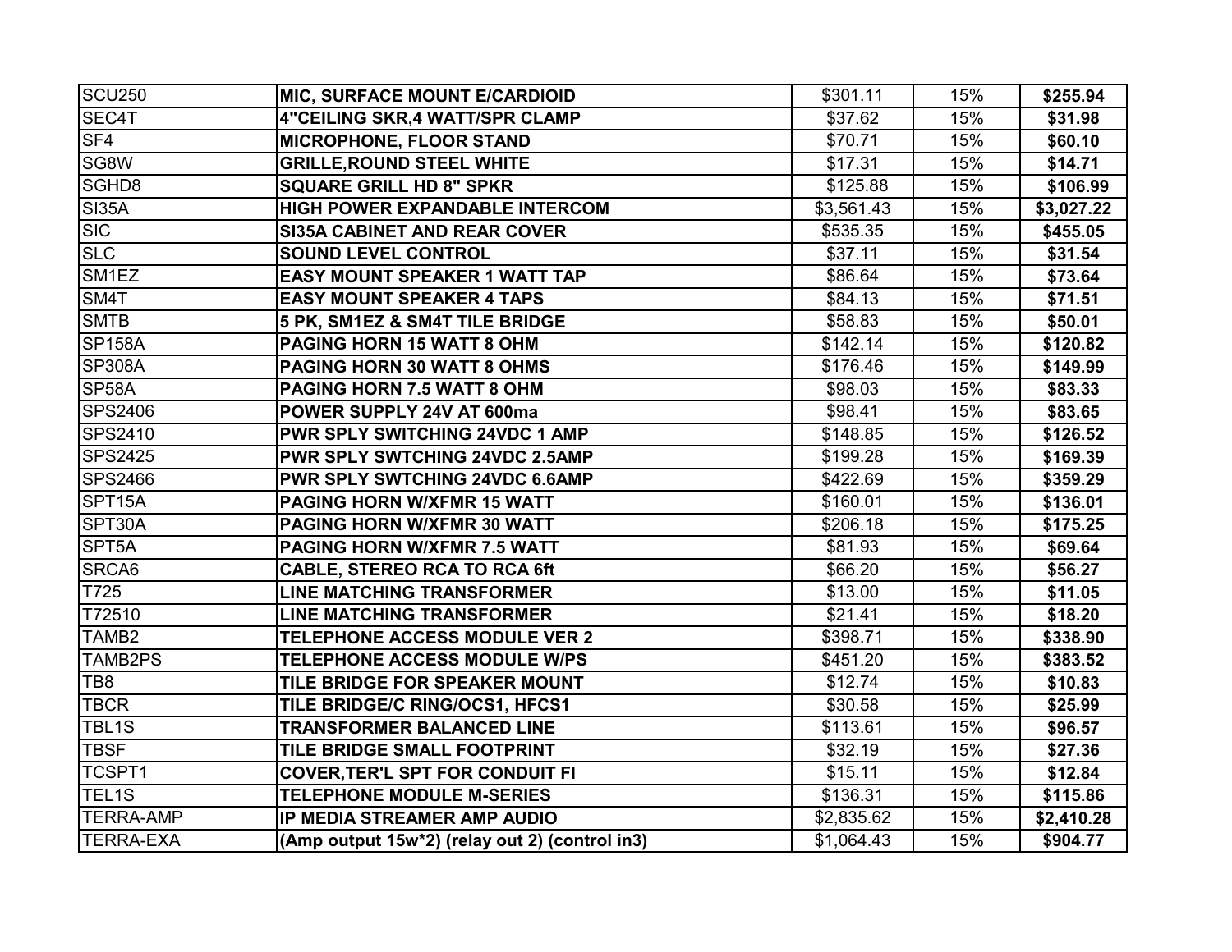| SCU250 | **MIC, SURFACE MOUNT E/CARDIOID** | $301.11 | 15% | **$255.94** |
|---|---|---|---|---|
| SEC4T | **4"CEILING SKR,4 WATT/SPR CLAMP** | $37.62 | 15% | **$31.98** |
| SF4 | **MICROPHONE, FLOOR STAND** | $70.71 | 15% | **$60.10** |
| SG8W | **GRILLE,ROUND STEEL WHITE** | $17.31 | 15% | **$14.71** |
| SGHD8 | **SQUARE GRILL HD 8" SPKR** | $125.88 | 15% | **$106.99** |
| SI35A | **HIGH POWER EXPANDABLE INTERCOM** | $3,561.43 | 15% | **$3,027.22** |
| SIC | **SI35A CABINET AND REAR COVER** | $535.35 | 15% | **$455.05** |
| SLC | **SOUND LEVEL CONTROL** | $37.11 | 15% | **$31.54** |
| SM1EZ | **EASY MOUNT SPEAKER 1 WATT TAP** | $86.64 | 15% | **$73.64** |
| SM4T | **EASY MOUNT SPEAKER 4 TAPS** | $84.13 | 15% | **$71.51** |
| SMTB | **5 PK, SM1EZ & SM4T TILE BRIDGE** | $58.83 | 15% | **$50.01** |
| SP158A | **PAGING HORN 15 WATT 8 OHM** | $142.14 | 15% | **$120.82** |
| SP308A | **PAGING HORN 30 WATT 8 OHMS** | $176.46 | 15% | **$149.99** |
| SP58A | **PAGING HORN 7.5 WATT 8 OHM** | $98.03 | 15% | **$83.33** |
| SPS2406 | **POWER SUPPLY 24V AT 600ma** | $98.41 | 15% | **$83.65** |
| SPS2410 | **PWR SPLY SWITCHING 24VDC 1 AMP** | $148.85 | 15% | **$126.52** |
| SPS2425 | **PWR SPLY SWTCHING 24VDC 2.5AMP** | $199.28 | 15% | **$169.39** |
| SPS2466 | **PWR SPLY SWTCHING 24VDC 6.6AMP** | $422.69 | 15% | **$359.29** |
| SPT15A | **PAGING HORN W/XFMR 15 WATT** | $160.01 | 15% | **$136.01** |
| SPT30A | **PAGING HORN W/XFMR 30 WATT** | $206.18 | 15% | **$175.25** |
| SPT5A | **PAGING HORN W/XFMR 7.5 WATT** | $81.93 | 15% | **$69.64** |
| SRCA6 | **CABLE, STEREO RCA TO RCA 6ft** | $66.20 | 15% | **$56.27** |
| T725 | **LINE MATCHING TRANSFORMER** | $13.00 | 15% | **$11.05** |
| T72510 | **LINE MATCHING TRANSFORMER** | $21.41 | 15% | **$18.20** |
| TAMB2 | **TELEPHONE ACCESS MODULE VER 2** | $398.71 | 15% | **$338.90** |
| TAMB2PS | **TELEPHONE ACCESS MODULE W/PS** | $451.20 | 15% | **$383.52** |
| TB8 | **TILE BRIDGE FOR SPEAKER MOUNT** | $12.74 | 15% | **$10.83** |
| TBCR | **TILE BRIDGE/C RING/OCS1, HFCS1** | $30.58 | 15% | **$25.99** |
| TBL1S | **TRANSFORMER BALANCED LINE** | $113.61 | 15% | **$96.57** |
| TBSF | **TILE BRIDGE SMALL FOOTPRINT** | $32.19 | 15% | **$27.36** |
| TCSPT1 | **COVER,TER'L SPT FOR CONDUIT FI** | $15.11 | 15% | **$12.84** |
| TEL1S | **TELEPHONE MODULE M-SERIES** | $136.31 | 15% | **$115.86** |
| TERRA-AMP | **IP MEDIA STREAMER AMP AUDIO** | $2,835.62 | 15% | **$2,410.28** |
| TERRA-EXA | **(Amp output 15w*2) (relay out 2) (control in3)** | $1,064.43 | 15% | **$904.77** |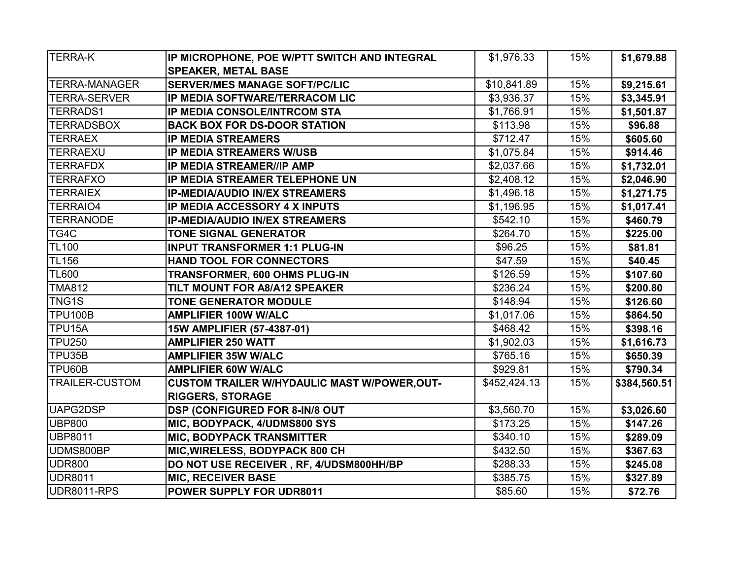| TERRA-K | **IP MICROPHONE, POE W/PTT SWITCH AND INTEGRAL SPEAKER, METAL BASE** | $1,976.33 | 15% | **$1,679.88** |
|---|---|---|---|---|
| TERRA-MANAGER | **SERVER/MES MANAGE SOFT/PC/LIC** | $10,841.89 | 15% | **$9,215.61** |
| TERRA-SERVER | **IP MEDIA SOFTWARE/TERRACOM LIC** | $3,936.37 | 15% | **$3,345.91** |
| TERRADS1 | **IP MEDIA CONSOLE/INTRCOM STA** | $1,766.91 | 15% | **$1,501.87** |
| TERRADSBOX | **BACK BOX FOR DS-DOOR STATION** | $113.98 | 15% | **$96.88** |
| TERRAEX | **IP MEDIA STREAMERS** | $712.47 | 15% | **$605.60** |
| TERRAEXU | **IP MEDIA STREAMERS W/USB** | $1,075.84 | 15% | **$914.46** |
| TERRAFDX | **IP MEDIA STREAMER//IP AMP** | $2,037.66 | 15% | **$1,732.01** |
| TERRAFXO | **IP MEDIA STREAMER TELEPHONE UN** | $2,408.12 | 15% | **$2,046.90** |
| TERRAIEX | **IP-MEDIA/AUDIO IN/EX STREAMERS** | $1,496.18 | 15% | **$1,271.75** |
| TERRAIO4 | **IP MEDIA ACCESSORY 4 X INPUTS** | $1,196.95 | 15% | **$1,017.41** |
| TERRANODE | **IP-MEDIA/AUDIO IN/EX STREAMERS** | $542.10 | 15% | **$460.79** |
| TG4C | **TONE SIGNAL GENERATOR** | $264.70 | 15% | **$225.00** |
| TL100 | **INPUT TRANSFORMER 1:1 PLUG-IN** | $96.25 | 15% | **$81.81** |
| TL156 | **HAND TOOL FOR CONNECTORS** | $47.59 | 15% | **$40.45** |
| TL600 | **TRANSFORMER, 600 OHMS PLUG-IN** | $126.59 | 15% | **$107.60** |
| TMA812 | **TILT MOUNT FOR A8/A12 SPEAKER** | $236.24 | 15% | **$200.80** |
| TNG1S | **TONE GENERATOR MODULE** | $148.94 | 15% | **$126.60** |
| TPU100B | **AMPLIFIER 100W W/ALC** | $1,017.06 | 15% | **$864.50** |
| TPU15A | **15W AMPLIFIER (57-4387-01)** | $468.42 | 15% | **$398.16** |
| TPU250 | **AMPLIFIER 250 WATT** | $1,902.03 | 15% | **$1,616.73** |
| TPU35B | **AMPLIFIER 35W W/ALC** | $765.16 | 15% | **$650.39** |
| TPU60B | **AMPLIFIER 60W W/ALC** | $929.81 | 15% | **$790.34** |
| TRAILER-CUSTOM | **CUSTOM TRAILER W/HYDAULIC MAST W/POWER,OUT-RIGGERS, STORAGE** | $452,424.13 | 15% | **$384,560.51** |
| UAPG2DSP | **DSP (CONFIGURED FOR 8-IN/8 OUT** | $3,560.70 | 15% | **$3,026.60** |
| UBP800 | **MIC, BODYPACK, 4/UDMS800 SYS** | $173.25 | 15% | **$147.26** |
| UBP8011 | **MIC, BODYPACK TRANSMITTER** | $340.10 | 15% | **$289.09** |
| UDMS800BP | **MIC,WIRELESS, BODYPACK 800 CH** | $432.50 | 15% | **$367.63** |
| UDR800 | **DO NOT USE RECEIVER , RF, 4/UDSM800HH/BP** | $288.33 | 15% | **$245.08** |
| UDR8011 | **MIC, RECEIVER BASE** | $385.75 | 15% | **$327.89** |
| UDR8011-RPS | **POWER SUPPLY FOR UDR8011** | $85.60 | 15% | **$72.76** |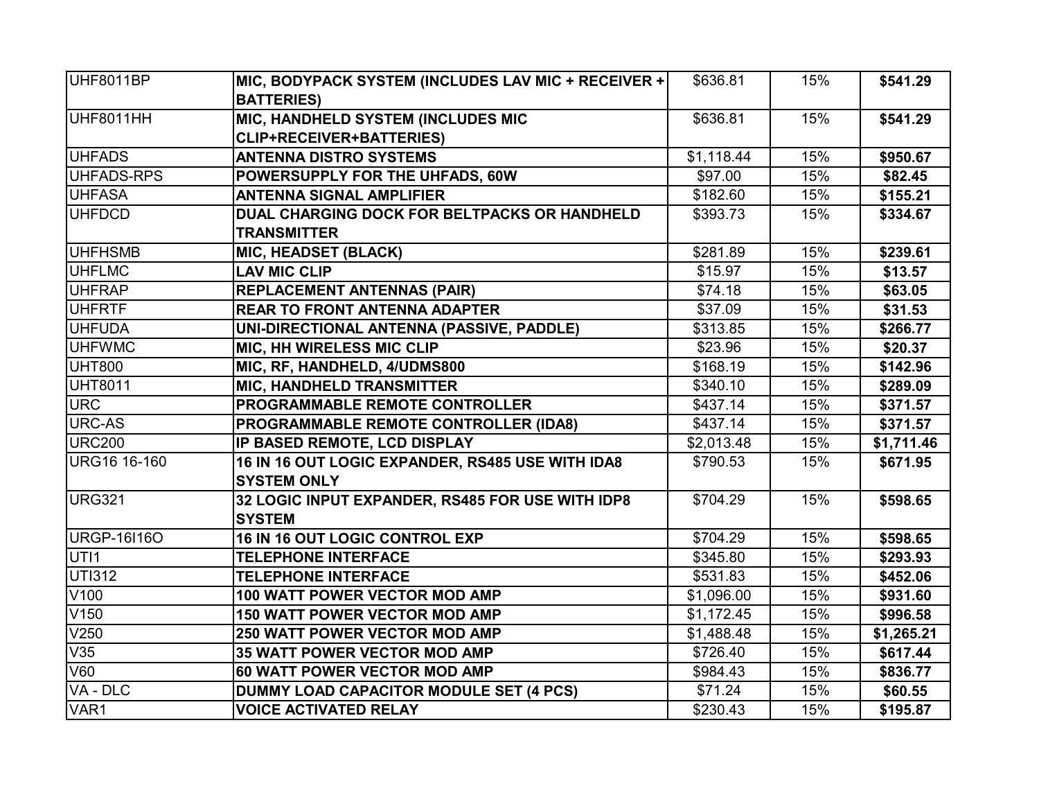| UHF8011BP | **MIC, BODYPACK SYSTEM (INCLUDES LAV MIC + RECEIVER + BATTERIES)** | $636.81 | 15% | **$541.29** |
|---|---|---|---|---|
| UHF8011HH | **MIC, HANDHELD SYSTEM (INCLUDES MIC CLIP+RECEIVER+BATTERIES)** | $636.81 | 15% | **$541.29** |
| UHFADS | **ANTENNA DISTRO SYSTEMS** | $1,118.44 | 15% | **$950.67** |
| UHFADS-RPS | **POWERSUPPLY FOR THE UHFADS, 60W** | $97.00 | 15% | **$82.45** |
| UHFASA | **ANTENNA SIGNAL AMPLIFIER** | $182.60 | 15% | **$155.21** |
| UHFDCD | **DUAL CHARGING DOCK FOR BELTPACKS OR HANDHELD TRANSMITTER** | $393.73 | 15% | **$334.67** |
| UHFHSMB | **MIC, HEADSET (BLACK)** | $281.89 | 15% | **$239.61** |
| UHFLMC | **LAV MIC CLIP** | $15.97 | 15% | **$13.57** |
| UHFRAP | **REPLACEMENT ANTENNAS (PAIR)** | $74.18 | 15% | **$63.05** |
| UHFRTF | **REAR TO FRONT ANTENNA ADAPTER** | $37.09 | 15% | **$31.53** |
| UHFUDA | **UNI-DIRECTIONAL ANTENNA (PASSIVE, PADDLE)** | $313.85 | 15% | **$266.77** |
| UHFWMC | **MIC, HH WIRELESS MIC CLIP** | $23.96 | 15% | **$20.37** |
| UHT800 | **MIC, RF, HANDHELD, 4/UDMS800** | $168.19 | 15% | **$142.96** |
| UHT8011 | **MIC, HANDHELD TRANSMITTER** | $340.10 | 15% | **$289.09** |
| URC | **PROGRAMMABLE REMOTE CONTROLLER** | $437.14 | 15% | **$371.57** |
| URC-AS | **PROGRAMMABLE REMOTE CONTROLLER (IDA8)** | $437.14 | 15% | **$371.57** |
| URC200 | **IP BASED REMOTE, LCD DISPLAY** | $2,013.48 | 15% | **$1,711.46** |
| URG16 16-160 | **16 IN 16 OUT LOGIC EXPANDER, RS485 USE WITH IDA8 SYSTEM ONLY** | $790.53 | 15% | **$671.95** |
| URG321 | **32 LOGIC INPUT EXPANDER, RS485 FOR USE WITH IDP8 SYSTEM** | $704.29 | 15% | **$598.65** |
| URGP-16I16O | **16 IN 16 OUT LOGIC CONTROL EXP** | $704.29 | 15% | **$598.65** |
| UTI1 | **TELEPHONE INTERFACE** | $345.80 | 15% | **$293.93** |
| UTI312 | **TELEPHONE INTERFACE** | $531.83 | 15% | **$452.06** |
| V100 | **100 WATT POWER VECTOR MOD AMP** | $1,096.00 | 15% | **$931.60** |
| V150 | **150 WATT POWER VECTOR MOD AMP** | $1,172.45 | 15% | **$996.58** |
| V250 | **250 WATT POWER VECTOR MOD AMP** | $1,488.48 | 15% | **$1,265.21** |
| V35 | **35 WATT POWER VECTOR MOD AMP** | $726.40 | 15% | **$617.44** |
| V60 | **60 WATT POWER VECTOR MOD AMP** | $984.43 | 15% | **$836.77** |
| VA - DLC | **DUMMY LOAD CAPACITOR MODULE SET (4 PCS)** | $71.24 | 15% | **$60.55** |
| VAR1 | **VOICE ACTIVATED RELAY** | $230.43 | 15% | **$195.87** |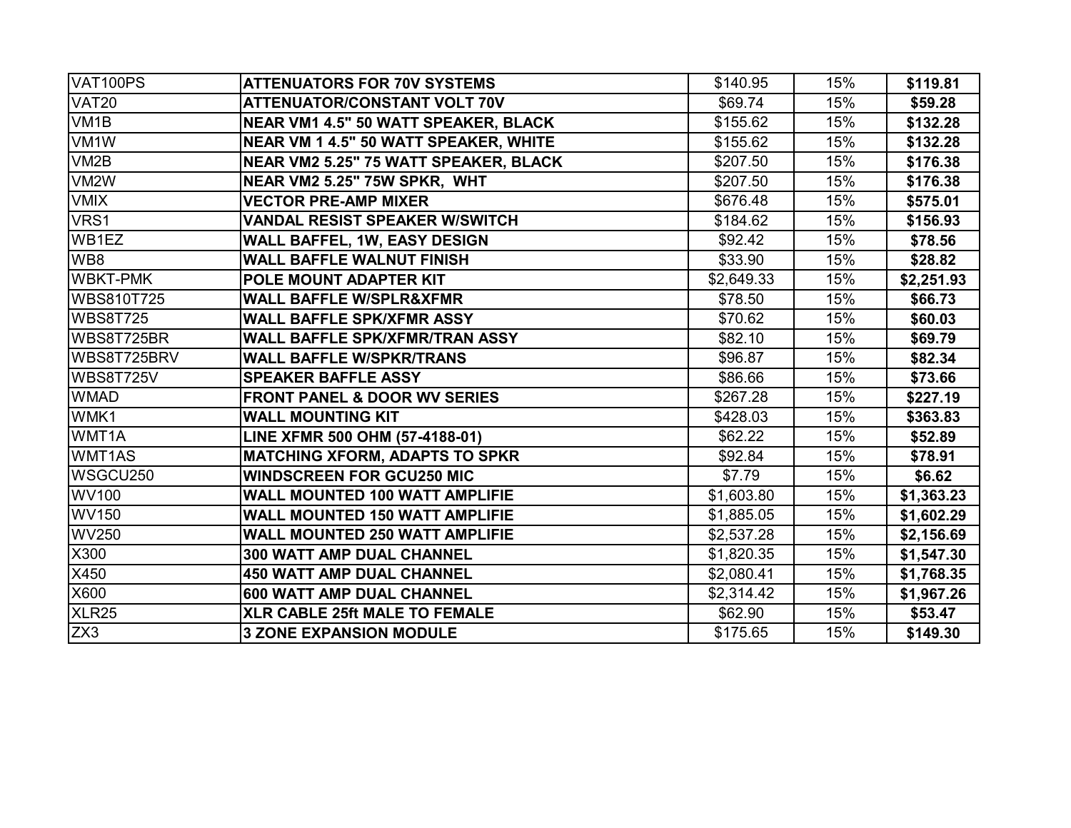| | | | | |
|---|---|---|---|---|
| VAT100PS | **ATTENUATORS FOR 70V SYSTEMS** | $140.95 | 15% | **$119.81** |
| VAT20 | **ATTENUATOR/CONSTANT VOLT 70V** | $69.74 | 15% | **$59.28** |
| VM1B | **NEAR VM1 4.5" 50 WATT SPEAKER, BLACK** | $155.62 | 15% | **$132.28** |
| VM1W | **NEAR VM 1 4.5" 50 WATT SPEAKER, WHITE** | $155.62 | 15% | **$132.28** |
| VM2B | **NEAR VM2 5.25" 75 WATT SPEAKER, BLACK** | $207.50 | 15% | **$176.38** |
| VM2W | **NEAR VM2 5.25" 75W SPKR, WHT** | $207.50 | 15% | **$176.38** |
| VMIX | **VECTOR PRE-AMP MIXER** | $676.48 | 15% | **$575.01** |
| VRS1 | **VANDAL RESIST SPEAKER W/SWITCH** | $184.62 | 15% | **$156.93** |
| WB1EZ | **WALL BAFFEL, 1W, EASY DESIGN** | $92.42 | 15% | **$78.56** |
| WB8 | **WALL BAFFLE WALNUT FINISH** | $33.90 | 15% | **$28.82** |
| WBKT-PMK | **POLE MOUNT ADAPTER KIT** | $2,649.33 | 15% | **$2,251.93** |
| WBS810T725 | **WALL BAFFLE W/SPLR&XFMR** | $78.50 | 15% | **$66.73** |
| WBS8T725 | **WALL BAFFLE SPK/XFMR ASSY** | $70.62 | 15% | **$60.03** |
| WBS8T725BR | **WALL BAFFLE SPK/XFMR/TRAN ASSY** | $82.10 | 15% | **$69.79** |
| WBS8T725BRV | **WALL BAFFLE W/SPKR/TRANS** | $96.87 | 15% | **$82.34** |
| WBS8T725V | **SPEAKER BAFFLE ASSY** | $86.66 | 15% | **$73.66** |
| WMAD | **FRONT PANEL & DOOR WV SERIES** | $267.28 | 15% | **$227.19** |
| WMK1 | **WALL MOUNTING KIT** | $428.03 | 15% | **$363.83** |
| WMT1A | **LINE XFMR 500 OHM (57-4188-01)** | $62.22 | 15% | **$52.89** |
| WMT1AS | **MATCHING XFORM, ADAPTS TO SPKR** | $92.84 | 15% | **$78.91** |
| WSGCU250 | **WINDSCREEN FOR GCU250 MIC** | $7.79 | 15% | **$6.62** |
| WV100 | **WALL MOUNTED 100 WATT AMPLIFIE** | $1,603.80 | 15% | **$1,363.23** |
| WV150 | **WALL MOUNTED 150 WATT AMPLIFIE** | $1,885.05 | 15% | **$1,602.29** |
| WV250 | **WALL MOUNTED 250 WATT AMPLIFIE** | $2,537.28 | 15% | **$2,156.69** |
| X300 | **300 WATT AMP DUAL CHANNEL** | $1,820.35 | 15% | **$1,547.30** |
| X450 | **450 WATT AMP DUAL CHANNEL** | $2,080.41 | 15% | **$1,768.35** |
| X600 | **600 WATT AMP DUAL CHANNEL** | $2,314.42 | 15% | **$1,967.26** |
| XLR25 | **XLR CABLE 25ft MALE TO FEMALE** | $62.90 | 15% | **$53.47** |
| ZX3 | **3 ZONE EXPANSION MODULE** | $175.65 | 15% | **$149.30** |